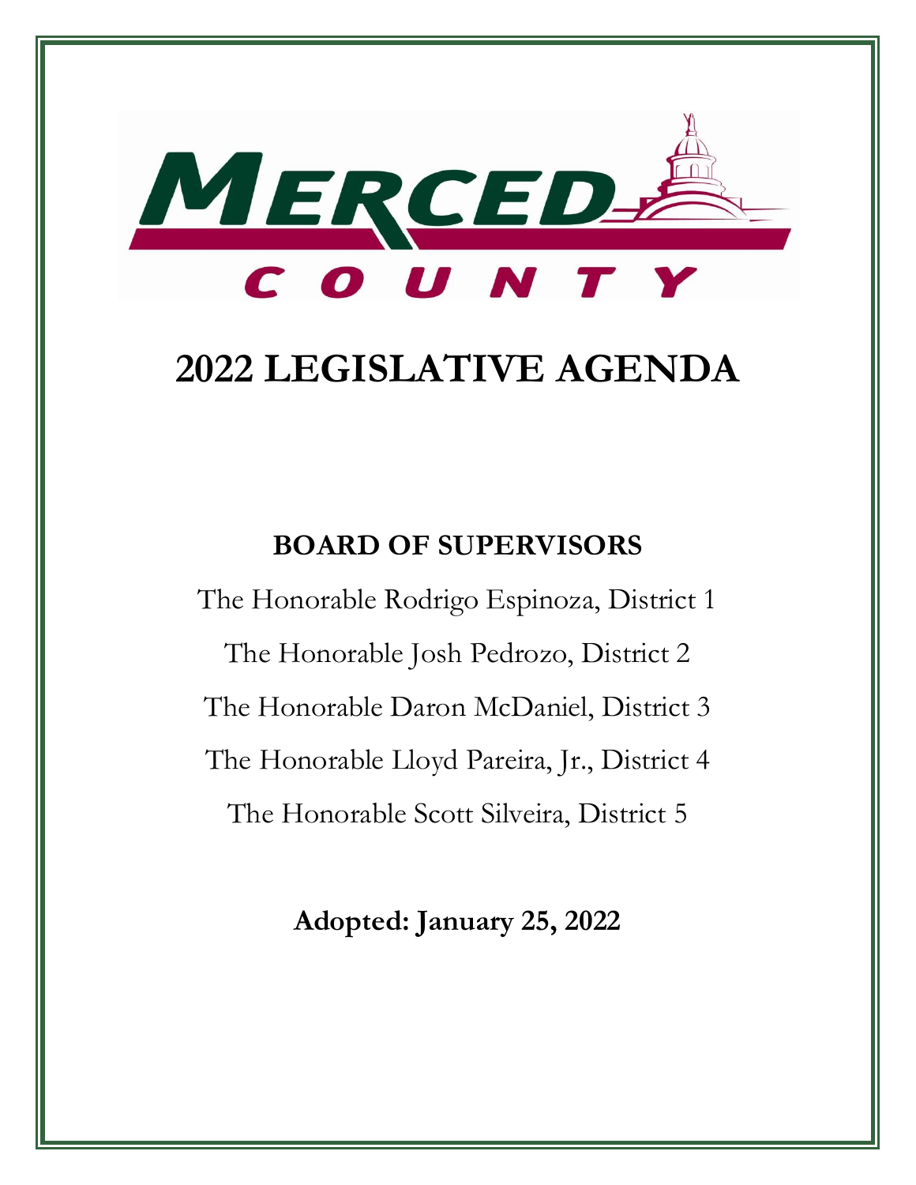MERCED COUNTY

# 2022 LEGISLATIVE AGENDA

## BOARD OF SUPERVISORS

The Honorable Rodrigo Espinoza, District 1

The Honorable Josh Pedrozo, District 2

The Honorable Daron McDaniel, District 3

The Honorable Lloyd Pareira, Jr., District 4

The Honorable Scott Silveira, District 5

**Adopted: January 25, 2022**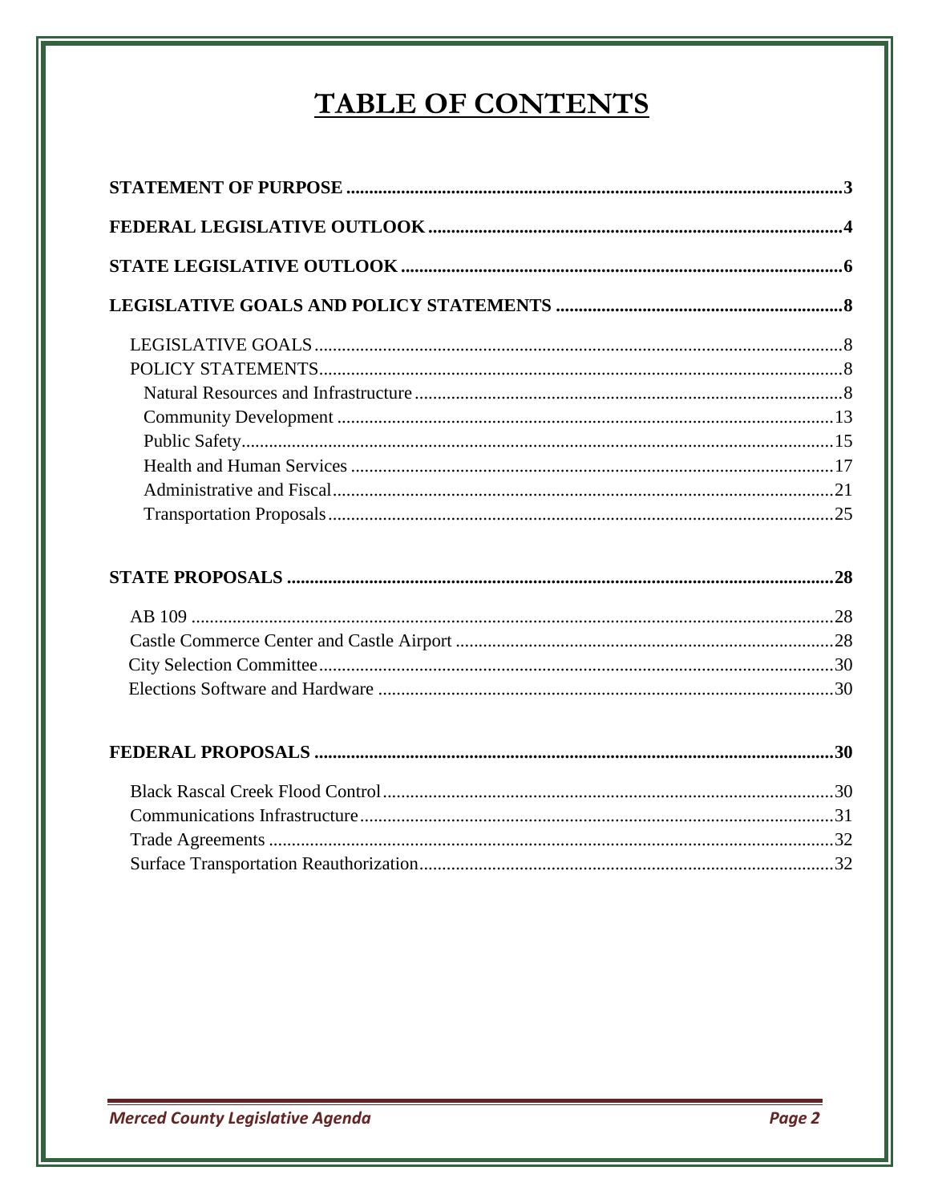# TABLE OF CONTENTS

**STATEMENT OF PURPOSE** .......... 3

**FEDERAL LEGISLATIVE OUTLOOK** .......... 4

**STATE LEGISLATIVE OUTLOOK** .......... 6

**LEGISLATIVE GOALS AND POLICY STATEMENTS** .......... 8

- LEGISLATIVE GOALS .......... 8
- POLICY STATEMENTS .......... 8
  - Natural Resources and Infrastructure .......... 8
  - Community Development .......... 13
  - Public Safety .......... 15
  - Health and Human Services .......... 17
  - Administrative and Fiscal .......... 21
  - Transportation Proposals .......... 25

**STATE PROPOSALS** .......... 28

- AB 109 .......... 28
- Castle Commerce Center and Castle Airport .......... 28
- City Selection Committee .......... 30
- Elections Software and Hardware .......... 30

**FEDERAL PROPOSALS** .......... 30

- Black Rascal Creek Flood Control .......... 30
- Communications Infrastructure .......... 31
- Trade Agreements .......... 32
- Surface Transportation Reauthorization .......... 32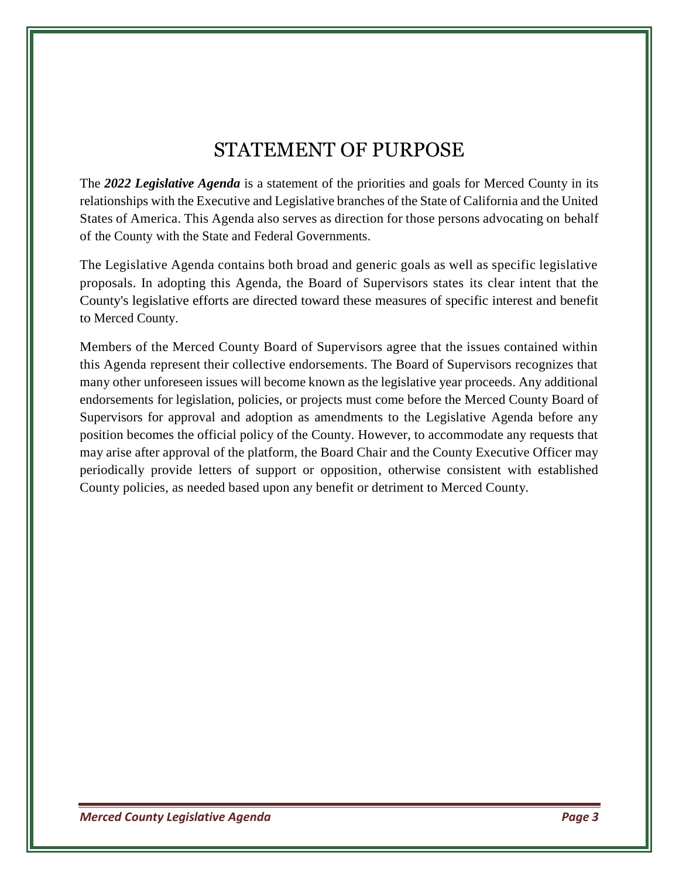# STATEMENT OF PURPOSE

The ***2022 Legislative Agenda*** is a statement of the priorities and goals for Merced County in its relationships with the Executive and Legislative branches of the State of California and the United States of America. This Agenda also serves as direction for those persons advocating on behalf of the County with the State and Federal Governments.

The Legislative Agenda contains both broad and generic goals as well as specific legislative proposals. In adopting this Agenda, the Board of Supervisors states its clear intent that the County's legislative efforts are directed toward these measures of specific interest and benefit to Merced County.

Members of the Merced County Board of Supervisors agree that the issues contained within this Agenda represent their collective endorsements. The Board of Supervisors recognizes that many other unforeseen issues will become known as the legislative year proceeds. Any additional endorsements for legislation, policies, or projects must come before the Merced County Board of Supervisors for approval and adoption as amendments to the Legislative Agenda before any position becomes the official policy of the County. However, to accommodate any requests that may arise after approval of the platform, the Board Chair and the County Executive Officer may periodically provide letters of support or opposition, otherwise consistent with established County policies, as needed based upon any benefit or detriment to Merced County.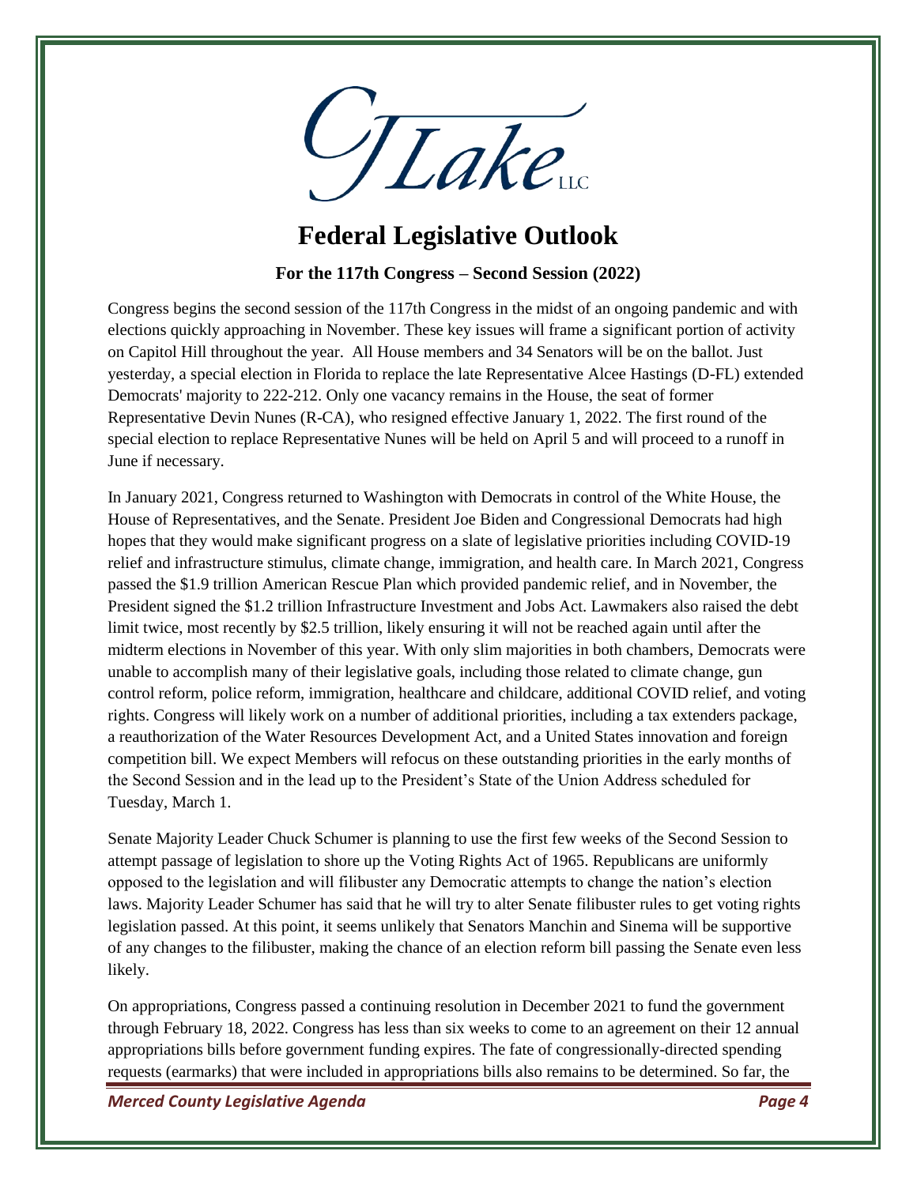CJ Lake LLC

# Federal Legislative Outlook

**For the 117th Congress – Second Session (2022)**

Congress begins the second session of the 117th Congress in the midst of an ongoing pandemic and with elections quickly approaching in November. These key issues will frame a significant portion of activity on Capitol Hill throughout the year. All House members and 34 Senators will be on the ballot. Just yesterday, a special election in Florida to replace the late Representative Alcee Hastings (D-FL) extended Democrats' majority to 222-212. Only one vacancy remains in the House, the seat of former Representative Devin Nunes (R-CA), who resigned effective January 1, 2022. The first round of the special election to replace Representative Nunes will be held on April 5 and will proceed to a runoff in June if necessary.

In January 2021, Congress returned to Washington with Democrats in control of the White House, the House of Representatives, and the Senate. President Joe Biden and Congressional Democrats had high hopes that they would make significant progress on a slate of legislative priorities including COVID-19 relief and infrastructure stimulus, climate change, immigration, and health care. In March 2021, Congress passed the $1.9 trillion American Rescue Plan which provided pandemic relief, and in November, the President signed the $1.2 trillion Infrastructure Investment and Jobs Act. Lawmakers also raised the debt limit twice, most recently by $2.5 trillion, likely ensuring it will not be reached again until after the midterm elections in November of this year. With only slim majorities in both chambers, Democrats were unable to accomplish many of their legislative goals, including those related to climate change, gun control reform, police reform, immigration, healthcare and childcare, additional COVID relief, and voting rights. Congress will likely work on a number of additional priorities, including a tax extenders package, a reauthorization of the Water Resources Development Act, and a United States innovation and foreign competition bill. We expect Members will refocus on these outstanding priorities in the early months of the Second Session and in the lead up to the President's State of the Union Address scheduled for Tuesday, March 1.

Senate Majority Leader Chuck Schumer is planning to use the first few weeks of the Second Session to attempt passage of legislation to shore up the Voting Rights Act of 1965. Republicans are uniformly opposed to the legislation and will filibuster any Democratic attempts to change the nation's election laws. Majority Leader Schumer has said that he will try to alter Senate filibuster rules to get voting rights legislation passed. At this point, it seems unlikely that Senators Manchin and Sinema will be supportive of any changes to the filibuster, making the chance of an election reform bill passing the Senate even less likely.

On appropriations, Congress passed a continuing resolution in December 2021 to fund the government through February 18, 2022. Congress has less than six weeks to come to an agreement on their 12 annual appropriations bills before government funding expires. The fate of congressionally-directed spending requests (earmarks) that were included in appropriations bills also remains to be determined. So far, the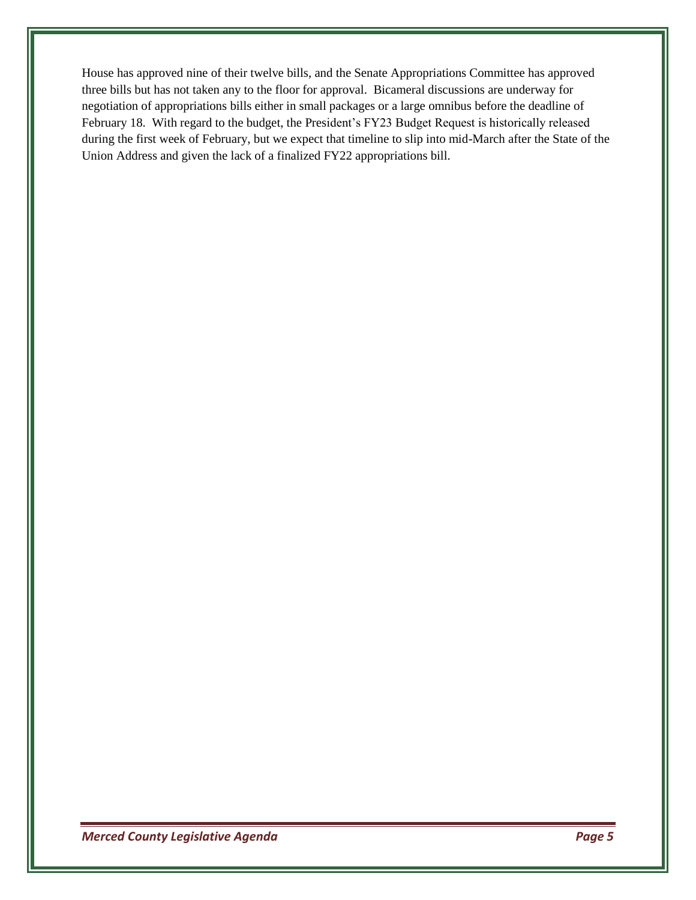House has approved nine of their twelve bills, and the Senate Appropriations Committee has approved three bills but has not taken any to the floor for approval. Bicameral discussions are underway for negotiation of appropriations bills either in small packages or a large omnibus before the deadline of February 18. With regard to the budget, the President's FY23 Budget Request is historically released during the first week of February, but we expect that timeline to slip into mid-March after the State of the Union Address and given the lack of a finalized FY22 appropriations bill.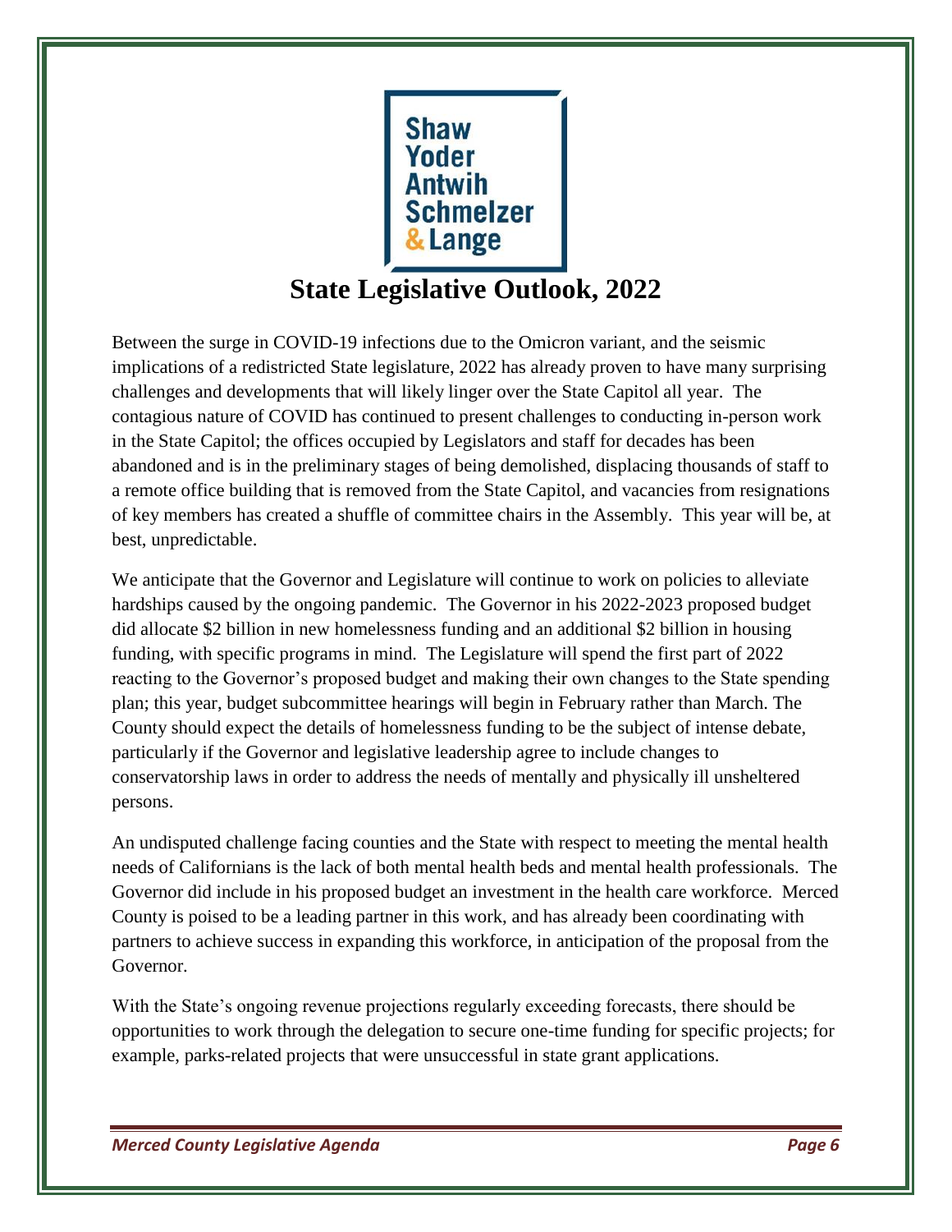Shaw Yoder Antwih Schmelzer & Lange

# State Legislative Outlook, 2022

Between the surge in COVID-19 infections due to the Omicron variant, and the seismic implications of a redistricted State legislature, 2022 has already proven to have many surprising challenges and developments that will likely linger over the State Capitol all year. The contagious nature of COVID has continued to present challenges to conducting in-person work in the State Capitol; the offices occupied by Legislators and staff for decades has been abandoned and is in the preliminary stages of being demolished, displacing thousands of staff to a remote office building that is removed from the State Capitol, and vacancies from resignations of key members has created a shuffle of committee chairs in the Assembly. This year will be, at best, unpredictable.

We anticipate that the Governor and Legislature will continue to work on policies to alleviate hardships caused by the ongoing pandemic. The Governor in his 2022-2023 proposed budget did allocate $2 billion in new homelessness funding and an additional $2 billion in housing funding, with specific programs in mind. The Legislature will spend the first part of 2022 reacting to the Governor's proposed budget and making their own changes to the State spending plan; this year, budget subcommittee hearings will begin in February rather than March. The County should expect the details of homelessness funding to be the subject of intense debate, particularly if the Governor and legislative leadership agree to include changes to conservatorship laws in order to address the needs of mentally and physically ill unsheltered persons.

An undisputed challenge facing counties and the State with respect to meeting the mental health needs of Californians is the lack of both mental health beds and mental health professionals. The Governor did include in his proposed budget an investment in the health care workforce. Merced County is poised to be a leading partner in this work, and has already been coordinating with partners to achieve success in expanding this workforce, in anticipation of the proposal from the Governor.

With the State's ongoing revenue projections regularly exceeding forecasts, there should be opportunities to work through the delegation to secure one-time funding for specific projects; for example, parks-related projects that were unsuccessful in state grant applications.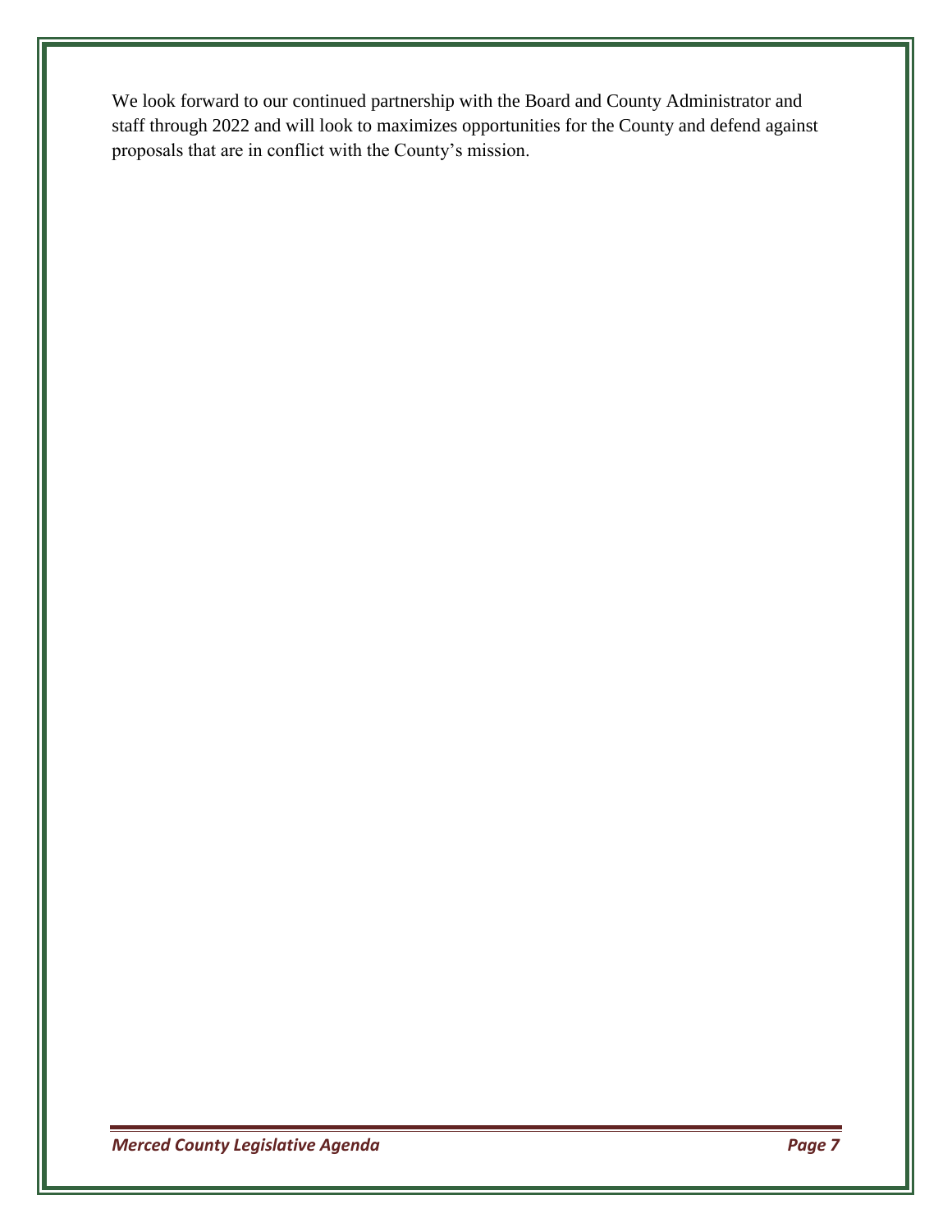We look forward to our continued partnership with the Board and County Administrator and staff through 2022 and will look to maximizes opportunities for the County and defend against proposals that are in conflict with the County's mission.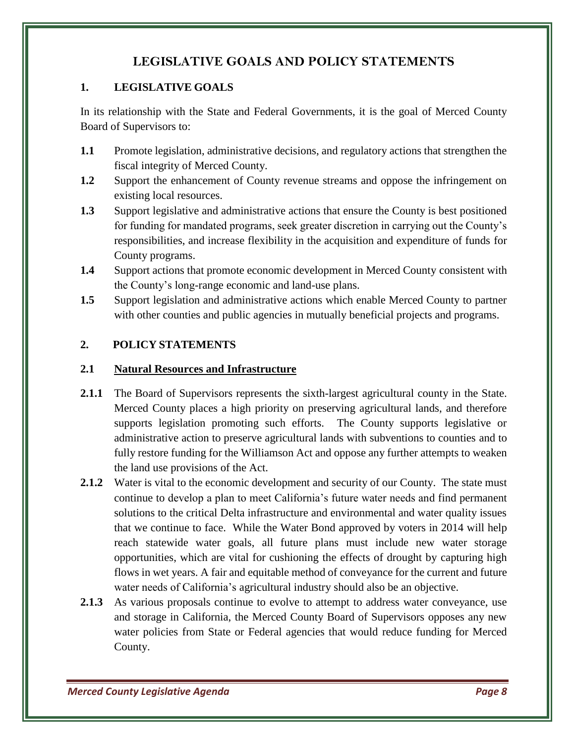# LEGISLATIVE GOALS AND POLICY STATEMENTS

## 1. LEGISLATIVE GOALS

In its relationship with the State and Federal Governments, it is the goal of Merced County Board of Supervisors to:

**1.1** Promote legislation, administrative decisions, and regulatory actions that strengthen the fiscal integrity of Merced County.

**1.2** Support the enhancement of County revenue streams and oppose the infringement on existing local resources.

**1.3** Support legislative and administrative actions that ensure the County is best positioned for funding for mandated programs, seek greater discretion in carrying out the County's responsibilities, and increase flexibility in the acquisition and expenditure of funds for County programs.

**1.4** Support actions that promote economic development in Merced County consistent with the County's long-range economic and land-use plans.

**1.5** Support legislation and administrative actions which enable Merced County to partner with other counties and public agencies in mutually beneficial projects and programs.

## 2. POLICY STATEMENTS

### 2.1 Natural Resources and Infrastructure

**2.1.1** The Board of Supervisors represents the sixth-largest agricultural county in the State. Merced County places a high priority on preserving agricultural lands, and therefore supports legislation promoting such efforts. The County supports legislative or administrative action to preserve agricultural lands with subventions to counties and to fully restore funding for the Williamson Act and oppose any further attempts to weaken the land use provisions of the Act.

**2.1.2** Water is vital to the economic development and security of our County. The state must continue to develop a plan to meet California's future water needs and find permanent solutions to the critical Delta infrastructure and environmental and water quality issues that we continue to face. While the Water Bond approved by voters in 2014 will help reach statewide water goals, all future plans must include new water storage opportunities, which are vital for cushioning the effects of drought by capturing high flows in wet years. A fair and equitable method of conveyance for the current and future water needs of California's agricultural industry should also be an objective.

**2.1.3** As various proposals continue to evolve to attempt to address water conveyance, use and storage in California, the Merced County Board of Supervisors opposes any new water policies from State or Federal agencies that would reduce funding for Merced County.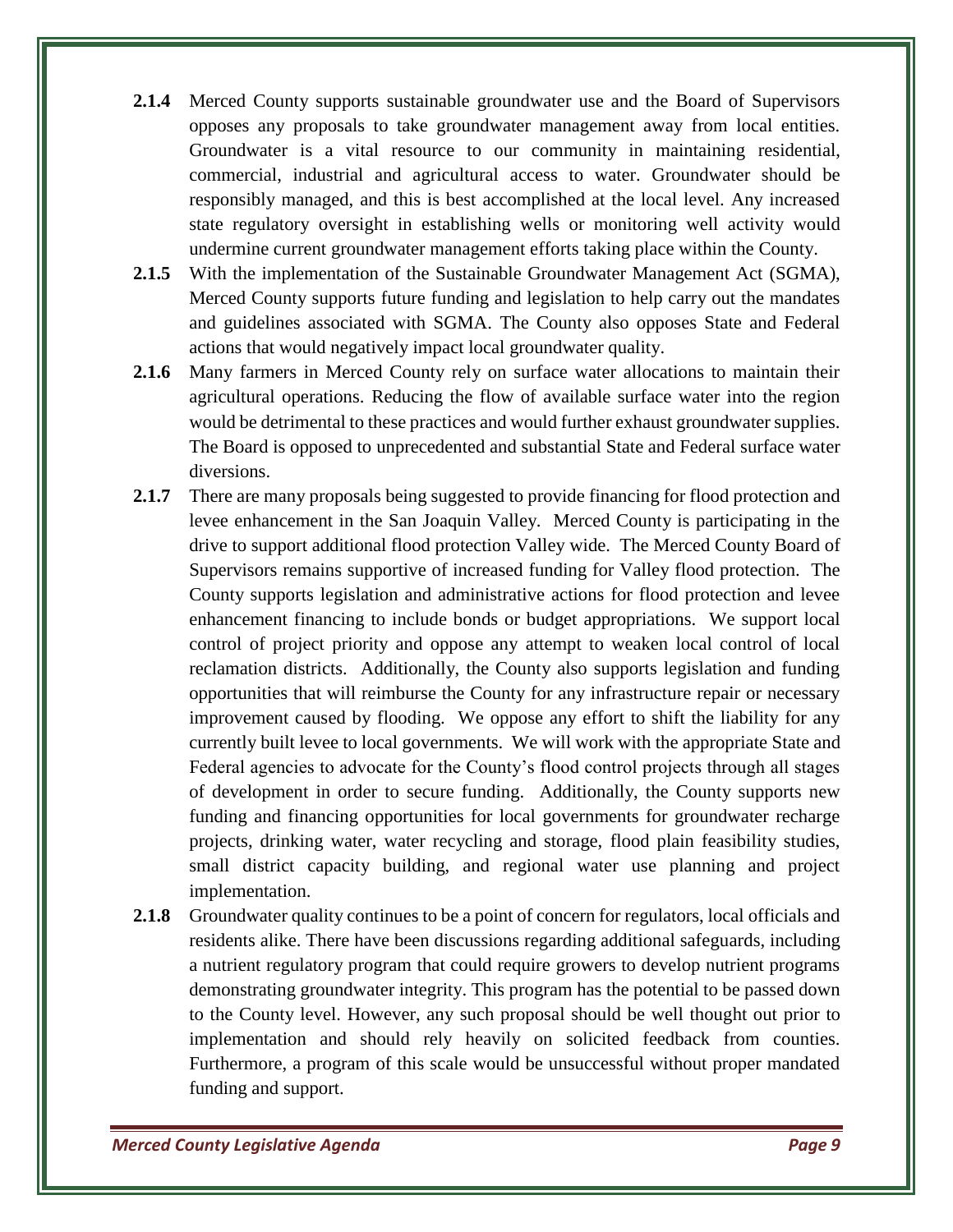**2.1.4** Merced County supports sustainable groundwater use and the Board of Supervisors opposes any proposals to take groundwater management away from local entities. Groundwater is a vital resource to our community in maintaining residential, commercial, industrial and agricultural access to water. Groundwater should be responsibly managed, and this is best accomplished at the local level. Any increased state regulatory oversight in establishing wells or monitoring well activity would undermine current groundwater management efforts taking place within the County.

**2.1.5** With the implementation of the Sustainable Groundwater Management Act (SGMA), Merced County supports future funding and legislation to help carry out the mandates and guidelines associated with SGMA. The County also opposes State and Federal actions that would negatively impact local groundwater quality.

**2.1.6** Many farmers in Merced County rely on surface water allocations to maintain their agricultural operations. Reducing the flow of available surface water into the region would be detrimental to these practices and would further exhaust groundwater supplies. The Board is opposed to unprecedented and substantial State and Federal surface water diversions.

**2.1.7** There are many proposals being suggested to provide financing for flood protection and levee enhancement in the San Joaquin Valley. Merced County is participating in the drive to support additional flood protection Valley wide. The Merced County Board of Supervisors remains supportive of increased funding for Valley flood protection. The County supports legislation and administrative actions for flood protection and levee enhancement financing to include bonds or budget appropriations. We support local control of project priority and oppose any attempt to weaken local control of local reclamation districts. Additionally, the County also supports legislation and funding opportunities that will reimburse the County for any infrastructure repair or necessary improvement caused by flooding. We oppose any effort to shift the liability for any currently built levee to local governments. We will work with the appropriate State and Federal agencies to advocate for the County's flood control projects through all stages of development in order to secure funding. Additionally, the County supports new funding and financing opportunities for local governments for groundwater recharge projects, drinking water, water recycling and storage, flood plain feasibility studies, small district capacity building, and regional water use planning and project implementation.

**2.1.8** Groundwater quality continues to be a point of concern for regulators, local officials and residents alike. There have been discussions regarding additional safeguards, including a nutrient regulatory program that could require growers to develop nutrient programs demonstrating groundwater integrity. This program has the potential to be passed down to the County level. However, any such proposal should be well thought out prior to implementation and should rely heavily on solicited feedback from counties. Furthermore, a program of this scale would be unsuccessful without proper mandated funding and support.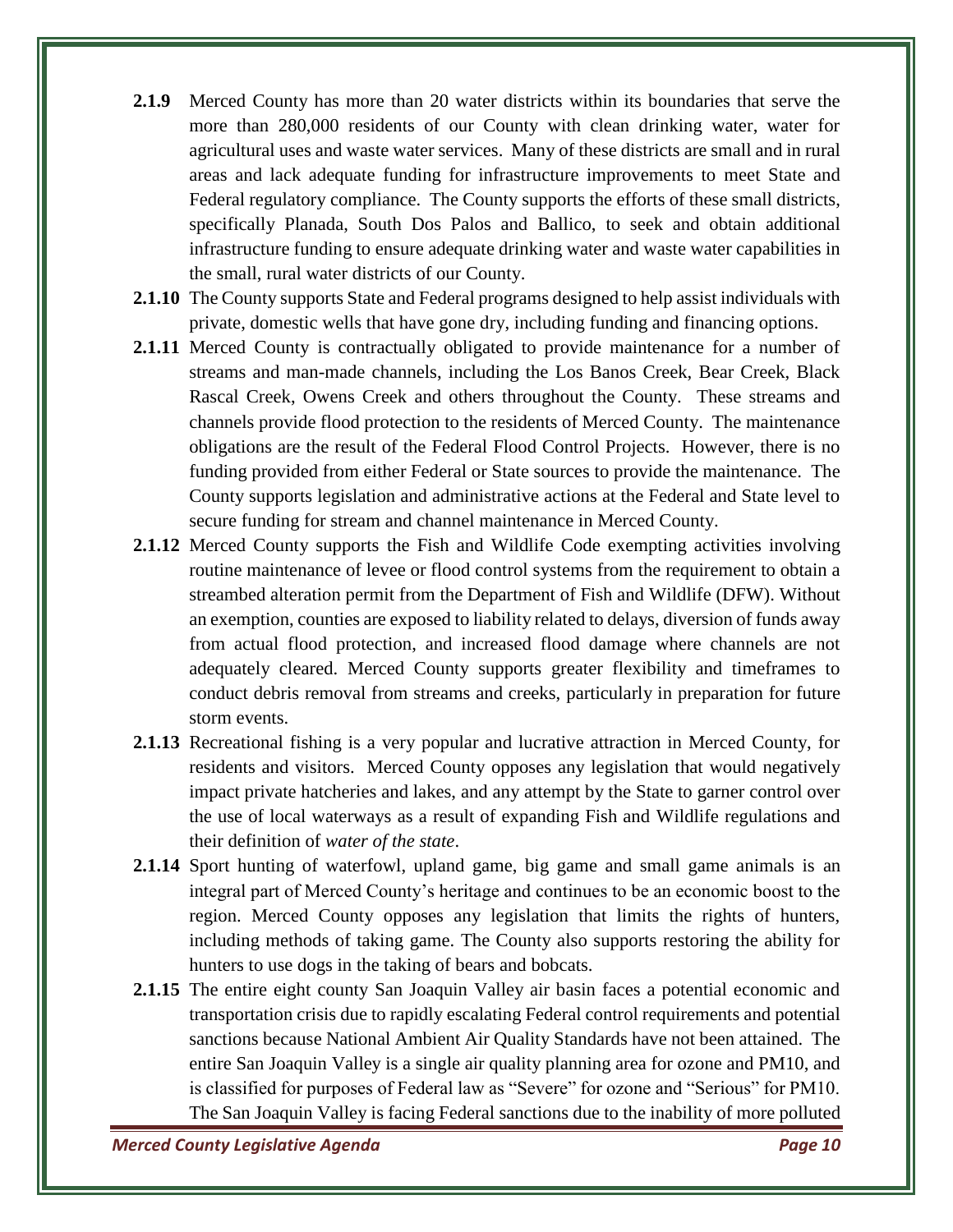**2.1.9** Merced County has more than 20 water districts within its boundaries that serve the more than 280,000 residents of our County with clean drinking water, water for agricultural uses and waste water services. Many of these districts are small and in rural areas and lack adequate funding for infrastructure improvements to meet State and Federal regulatory compliance. The County supports the efforts of these small districts, specifically Planada, South Dos Palos and Ballico, to seek and obtain additional infrastructure funding to ensure adequate drinking water and waste water capabilities in the small, rural water districts of our County.

**2.1.10** The County supports State and Federal programs designed to help assist individuals with private, domestic wells that have gone dry, including funding and financing options.

**2.1.11** Merced County is contractually obligated to provide maintenance for a number of streams and man-made channels, including the Los Banos Creek, Bear Creek, Black Rascal Creek, Owens Creek and others throughout the County. These streams and channels provide flood protection to the residents of Merced County. The maintenance obligations are the result of the Federal Flood Control Projects. However, there is no funding provided from either Federal or State sources to provide the maintenance. The County supports legislation and administrative actions at the Federal and State level to secure funding for stream and channel maintenance in Merced County.

**2.1.12** Merced County supports the Fish and Wildlife Code exempting activities involving routine maintenance of levee or flood control systems from the requirement to obtain a streambed alteration permit from the Department of Fish and Wildlife (DFW). Without an exemption, counties are exposed to liability related to delays, diversion of funds away from actual flood protection, and increased flood damage where channels are not adequately cleared. Merced County supports greater flexibility and timeframes to conduct debris removal from streams and creeks, particularly in preparation for future storm events.

**2.1.13** Recreational fishing is a very popular and lucrative attraction in Merced County, for residents and visitors. Merced County opposes any legislation that would negatively impact private hatcheries and lakes, and any attempt by the State to garner control over the use of local waterways as a result of expanding Fish and Wildlife regulations and their definition of *water of the state*.

**2.1.14** Sport hunting of waterfowl, upland game, big game and small game animals is an integral part of Merced County's heritage and continues to be an economic boost to the region. Merced County opposes any legislation that limits the rights of hunters, including methods of taking game. The County also supports restoring the ability for hunters to use dogs in the taking of bears and bobcats.

**2.1.15** The entire eight county San Joaquin Valley air basin faces a potential economic and transportation crisis due to rapidly escalating Federal control requirements and potential sanctions because National Ambient Air Quality Standards have not been attained. The entire San Joaquin Valley is a single air quality planning area for ozone and PM10, and is classified for purposes of Federal law as "Severe" for ozone and "Serious" for PM10. The San Joaquin Valley is facing Federal sanctions due to the inability of more polluted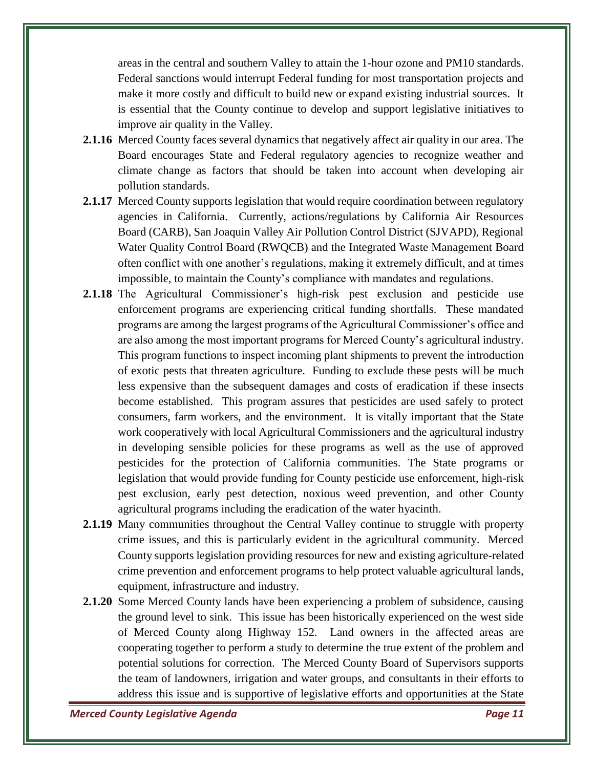areas in the central and southern Valley to attain the 1-hour ozone and PM10 standards. Federal sanctions would interrupt Federal funding for most transportation projects and make it more costly and difficult to build new or expand existing industrial sources. It is essential that the County continue to develop and support legislative initiatives to improve air quality in the Valley.

**2.1.16** Merced County faces several dynamics that negatively affect air quality in our area. The Board encourages State and Federal regulatory agencies to recognize weather and climate change as factors that should be taken into account when developing air pollution standards.

**2.1.17** Merced County supports legislation that would require coordination between regulatory agencies in California. Currently, actions/regulations by California Air Resources Board (CARB), San Joaquin Valley Air Pollution Control District (SJVAPD), Regional Water Quality Control Board (RWQCB) and the Integrated Waste Management Board often conflict with one another's regulations, making it extremely difficult, and at times impossible, to maintain the County's compliance with mandates and regulations.

**2.1.18** The Agricultural Commissioner's high-risk pest exclusion and pesticide use enforcement programs are experiencing critical funding shortfalls. These mandated programs are among the largest programs of the Agricultural Commissioner's office and are also among the most important programs for Merced County's agricultural industry. This program functions to inspect incoming plant shipments to prevent the introduction of exotic pests that threaten agriculture. Funding to exclude these pests will be much less expensive than the subsequent damages and costs of eradication if these insects become established. This program assures that pesticides are used safely to protect consumers, farm workers, and the environment. It is vitally important that the State work cooperatively with local Agricultural Commissioners and the agricultural industry in developing sensible policies for these programs as well as the use of approved pesticides for the protection of California communities. The State programs or legislation that would provide funding for County pesticide use enforcement, high-risk pest exclusion, early pest detection, noxious weed prevention, and other County agricultural programs including the eradication of the water hyacinth.

**2.1.19** Many communities throughout the Central Valley continue to struggle with property crime issues, and this is particularly evident in the agricultural community. Merced County supports legislation providing resources for new and existing agriculture-related crime prevention and enforcement programs to help protect valuable agricultural lands, equipment, infrastructure and industry.

**2.1.20** Some Merced County lands have been experiencing a problem of subsidence, causing the ground level to sink. This issue has been historically experienced on the west side of Merced County along Highway 152. Land owners in the affected areas are cooperating together to perform a study to determine the true extent of the problem and potential solutions for correction. The Merced County Board of Supervisors supports the team of landowners, irrigation and water groups, and consultants in their efforts to address this issue and is supportive of legislative efforts and opportunities at the State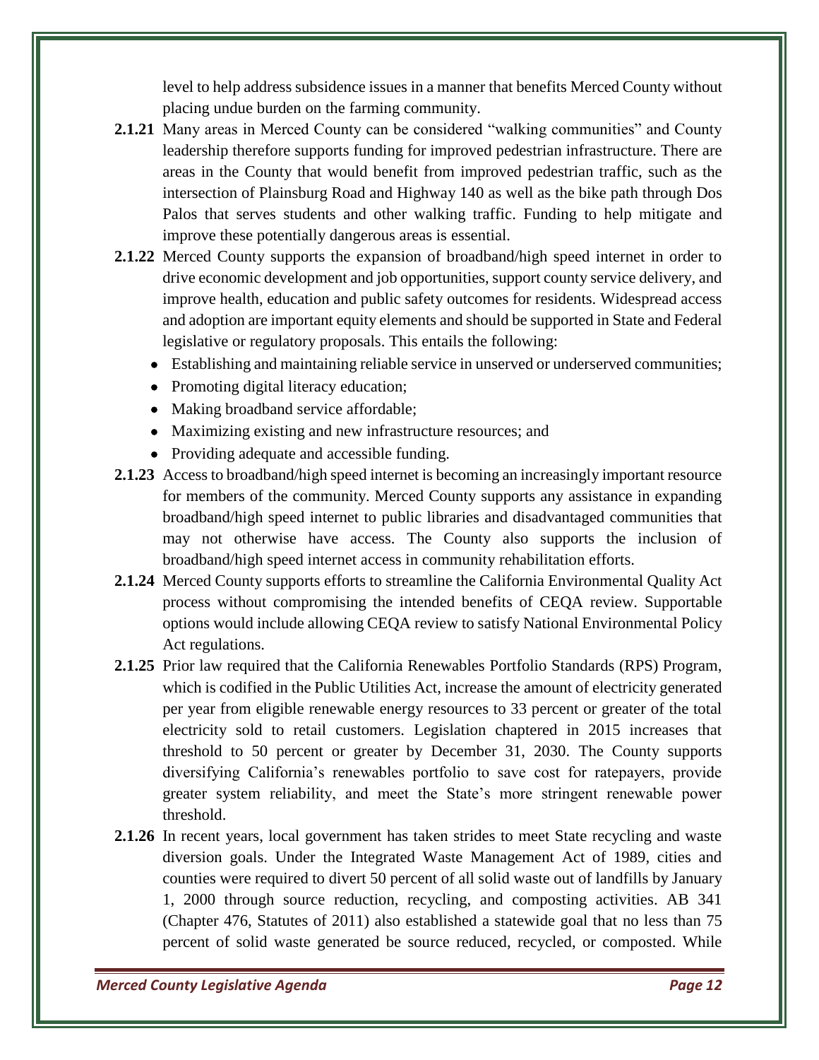level to help address subsidence issues in a manner that benefits Merced County without placing undue burden on the farming community.

**2.1.21** Many areas in Merced County can be considered "walking communities" and County leadership therefore supports funding for improved pedestrian infrastructure. There are areas in the County that would benefit from improved pedestrian traffic, such as the intersection of Plainsburg Road and Highway 140 as well as the bike path through Dos Palos that serves students and other walking traffic. Funding to help mitigate and improve these potentially dangerous areas is essential.

**2.1.22** Merced County supports the expansion of broadband/high speed internet in order to drive economic development and job opportunities, support county service delivery, and improve health, education and public safety outcomes for residents. Widespread access and adoption are important equity elements and should be supported in State and Federal legislative or regulatory proposals. This entails the following:

- Establishing and maintaining reliable service in unserved or underserved communities;
- Promoting digital literacy education;
- Making broadband service affordable;
- Maximizing existing and new infrastructure resources; and
- Providing adequate and accessible funding.

**2.1.23** Access to broadband/high speed internet is becoming an increasingly important resource for members of the community. Merced County supports any assistance in expanding broadband/high speed internet to public libraries and disadvantaged communities that may not otherwise have access. The County also supports the inclusion of broadband/high speed internet access in community rehabilitation efforts.

**2.1.24** Merced County supports efforts to streamline the California Environmental Quality Act process without compromising the intended benefits of CEQA review. Supportable options would include allowing CEQA review to satisfy National Environmental Policy Act regulations.

**2.1.25** Prior law required that the California Renewables Portfolio Standards (RPS) Program, which is codified in the Public Utilities Act, increase the amount of electricity generated per year from eligible renewable energy resources to 33 percent or greater of the total electricity sold to retail customers. Legislation chaptered in 2015 increases that threshold to 50 percent or greater by December 31, 2030. The County supports diversifying California's renewables portfolio to save cost for ratepayers, provide greater system reliability, and meet the State's more stringent renewable power threshold.

**2.1.26** In recent years, local government has taken strides to meet State recycling and waste diversion goals. Under the Integrated Waste Management Act of 1989, cities and counties were required to divert 50 percent of all solid waste out of landfills by January 1, 2000 through source reduction, recycling, and composting activities. AB 341 (Chapter 476, Statutes of 2011) also established a statewide goal that no less than 75 percent of solid waste generated be source reduced, recycled, or composted. While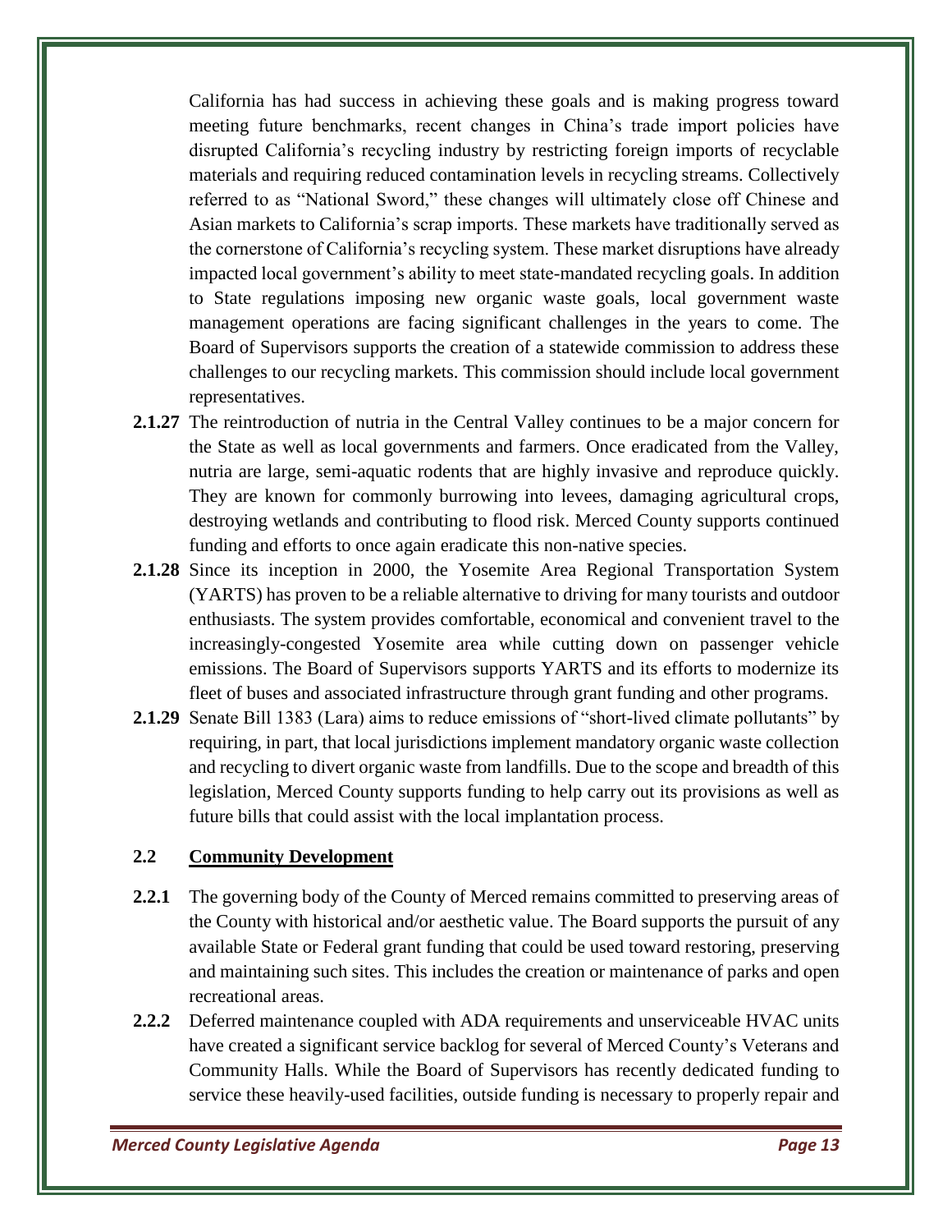California has had success in achieving these goals and is making progress toward meeting future benchmarks, recent changes in China's trade import policies have disrupted California's recycling industry by restricting foreign imports of recyclable materials and requiring reduced contamination levels in recycling streams. Collectively referred to as "National Sword," these changes will ultimately close off Chinese and Asian markets to California's scrap imports. These markets have traditionally served as the cornerstone of California's recycling system. These market disruptions have already impacted local government's ability to meet state-mandated recycling goals. In addition to State regulations imposing new organic waste goals, local government waste management operations are facing significant challenges in the years to come. The Board of Supervisors supports the creation of a statewide commission to address these challenges to our recycling markets. This commission should include local government representatives.

**2.1.27** The reintroduction of nutria in the Central Valley continues to be a major concern for the State as well as local governments and farmers. Once eradicated from the Valley, nutria are large, semi-aquatic rodents that are highly invasive and reproduce quickly. They are known for commonly burrowing into levees, damaging agricultural crops, destroying wetlands and contributing to flood risk. Merced County supports continued funding and efforts to once again eradicate this non-native species.

**2.1.28** Since its inception in 2000, the Yosemite Area Regional Transportation System (YARTS) has proven to be a reliable alternative to driving for many tourists and outdoor enthusiasts. The system provides comfortable, economical and convenient travel to the increasingly-congested Yosemite area while cutting down on passenger vehicle emissions. The Board of Supervisors supports YARTS and its efforts to modernize its fleet of buses and associated infrastructure through grant funding and other programs.

**2.1.29** Senate Bill 1383 (Lara) aims to reduce emissions of "short-lived climate pollutants" by requiring, in part, that local jurisdictions implement mandatory organic waste collection and recycling to divert organic waste from landfills. Due to the scope and breadth of this legislation, Merced County supports funding to help carry out its provisions as well as future bills that could assist with the local implantation process.

## 2.2 Community Development

**2.2.1** The governing body of the County of Merced remains committed to preserving areas of the County with historical and/or aesthetic value. The Board supports the pursuit of any available State or Federal grant funding that could be used toward restoring, preserving and maintaining such sites. This includes the creation or maintenance of parks and open recreational areas.

**2.2.2** Deferred maintenance coupled with ADA requirements and unserviceable HVAC units have created a significant service backlog for several of Merced County's Veterans and Community Halls. While the Board of Supervisors has recently dedicated funding to service these heavily-used facilities, outside funding is necessary to properly repair and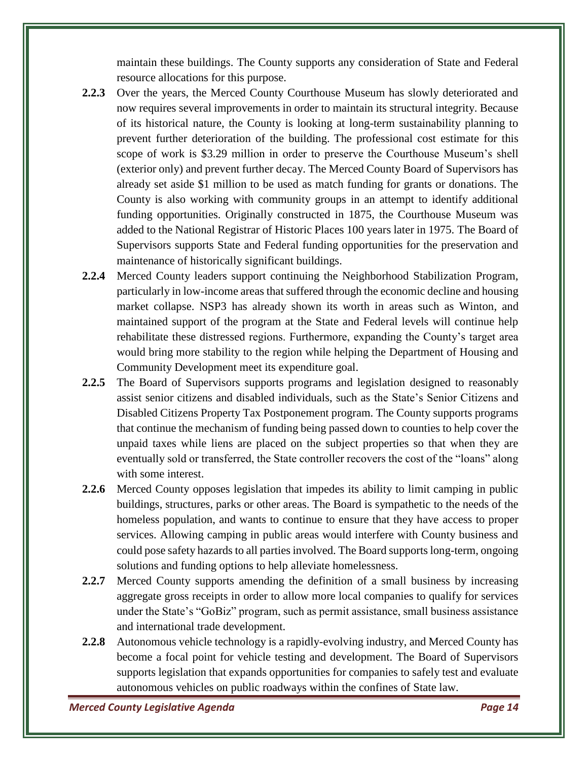maintain these buildings. The County supports any consideration of State and Federal resource allocations for this purpose.

**2.2.3** Over the years, the Merced County Courthouse Museum has slowly deteriorated and now requires several improvements in order to maintain its structural integrity. Because of its historical nature, the County is looking at long-term sustainability planning to prevent further deterioration of the building. The professional cost estimate for this scope of work is $3.29 million in order to preserve the Courthouse Museum's shell (exterior only) and prevent further decay. The Merced County Board of Supervisors has already set aside $1 million to be used as match funding for grants or donations. The County is also working with community groups in an attempt to identify additional funding opportunities. Originally constructed in 1875, the Courthouse Museum was added to the National Registrar of Historic Places 100 years later in 1975. The Board of Supervisors supports State and Federal funding opportunities for the preservation and maintenance of historically significant buildings.

**2.2.4** Merced County leaders support continuing the Neighborhood Stabilization Program, particularly in low-income areas that suffered through the economic decline and housing market collapse. NSP3 has already shown its worth in areas such as Winton, and maintained support of the program at the State and Federal levels will continue help rehabilitate these distressed regions. Furthermore, expanding the County's target area would bring more stability to the region while helping the Department of Housing and Community Development meet its expenditure goal.

**2.2.5** The Board of Supervisors supports programs and legislation designed to reasonably assist senior citizens and disabled individuals, such as the State's Senior Citizens and Disabled Citizens Property Tax Postponement program. The County supports programs that continue the mechanism of funding being passed down to counties to help cover the unpaid taxes while liens are placed on the subject properties so that when they are eventually sold or transferred, the State controller recovers the cost of the "loans" along with some interest.

**2.2.6** Merced County opposes legislation that impedes its ability to limit camping in public buildings, structures, parks or other areas. The Board is sympathetic to the needs of the homeless population, and wants to continue to ensure that they have access to proper services. Allowing camping in public areas would interfere with County business and could pose safety hazards to all parties involved. The Board supports long-term, ongoing solutions and funding options to help alleviate homelessness.

**2.2.7** Merced County supports amending the definition of a small business by increasing aggregate gross receipts in order to allow more local companies to qualify for services under the State's "GoBiz" program, such as permit assistance, small business assistance and international trade development.

**2.2.8** Autonomous vehicle technology is a rapidly-evolving industry, and Merced County has become a focal point for vehicle testing and development. The Board of Supervisors supports legislation that expands opportunities for companies to safely test and evaluate autonomous vehicles on public roadways within the confines of State law.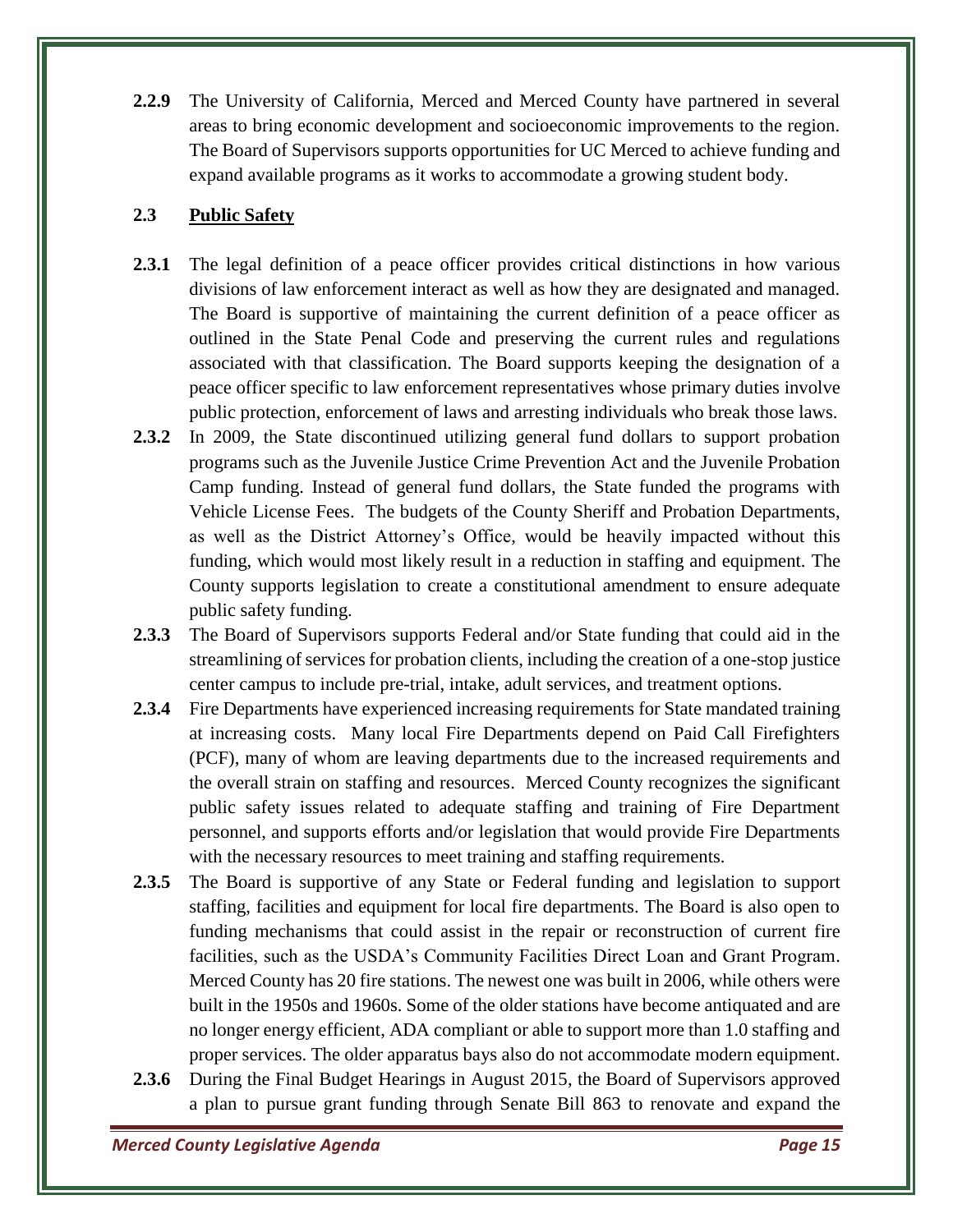**2.2.9** The University of California, Merced and Merced County have partnered in several areas to bring economic development and socioeconomic improvements to the region. The Board of Supervisors supports opportunities for UC Merced to achieve funding and expand available programs as it works to accommodate a growing student body.

## 2.3 Public Safety

**2.3.1** The legal definition of a peace officer provides critical distinctions in how various divisions of law enforcement interact as well as how they are designated and managed. The Board is supportive of maintaining the current definition of a peace officer as outlined in the State Penal Code and preserving the current rules and regulations associated with that classification. The Board supports keeping the designation of a peace officer specific to law enforcement representatives whose primary duties involve public protection, enforcement of laws and arresting individuals who break those laws.

**2.3.2** In 2009, the State discontinued utilizing general fund dollars to support probation programs such as the Juvenile Justice Crime Prevention Act and the Juvenile Probation Camp funding. Instead of general fund dollars, the State funded the programs with Vehicle License Fees. The budgets of the County Sheriff and Probation Departments, as well as the District Attorney's Office, would be heavily impacted without this funding, which would most likely result in a reduction in staffing and equipment. The County supports legislation to create a constitutional amendment to ensure adequate public safety funding.

**2.3.3** The Board of Supervisors supports Federal and/or State funding that could aid in the streamlining of services for probation clients, including the creation of a one-stop justice center campus to include pre-trial, intake, adult services, and treatment options.

**2.3.4** Fire Departments have experienced increasing requirements for State mandated training at increasing costs. Many local Fire Departments depend on Paid Call Firefighters (PCF), many of whom are leaving departments due to the increased requirements and the overall strain on staffing and resources. Merced County recognizes the significant public safety issues related to adequate staffing and training of Fire Department personnel, and supports efforts and/or legislation that would provide Fire Departments with the necessary resources to meet training and staffing requirements.

**2.3.5** The Board is supportive of any State or Federal funding and legislation to support staffing, facilities and equipment for local fire departments. The Board is also open to funding mechanisms that could assist in the repair or reconstruction of current fire facilities, such as the USDA's Community Facilities Direct Loan and Grant Program. Merced County has 20 fire stations. The newest one was built in 2006, while others were built in the 1950s and 1960s. Some of the older stations have become antiquated and are no longer energy efficient, ADA compliant or able to support more than 1.0 staffing and proper services. The older apparatus bays also do not accommodate modern equipment.

**2.3.6** During the Final Budget Hearings in August 2015, the Board of Supervisors approved a plan to pursue grant funding through Senate Bill 863 to renovate and expand the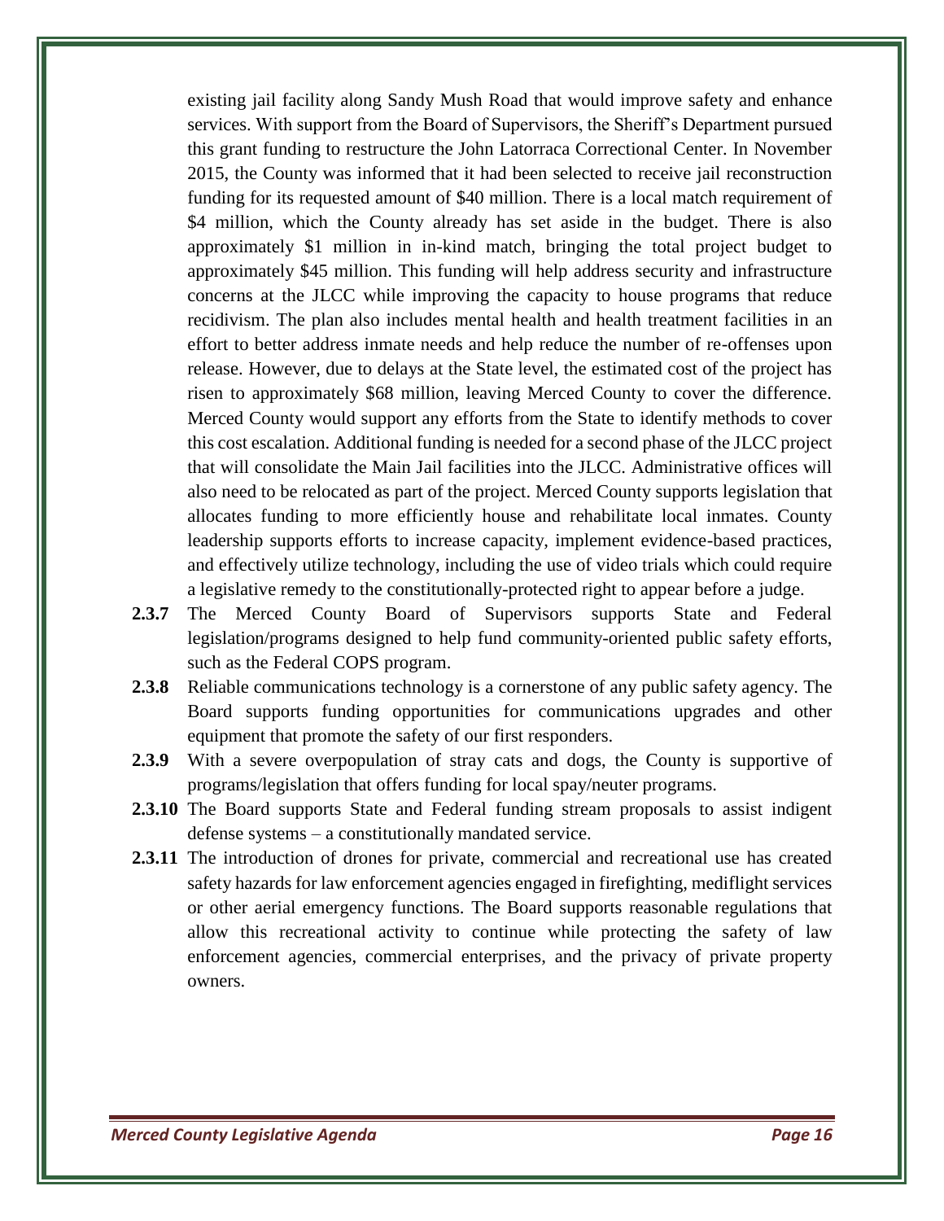existing jail facility along Sandy Mush Road that would improve safety and enhance services. With support from the Board of Supervisors, the Sheriff's Department pursued this grant funding to restructure the John Latorraca Correctional Center. In November 2015, the County was informed that it had been selected to receive jail reconstruction funding for its requested amount of $40 million. There is a local match requirement of $4 million, which the County already has set aside in the budget. There is also approximately $1 million in in-kind match, bringing the total project budget to approximately $45 million. This funding will help address security and infrastructure concerns at the JLCC while improving the capacity to house programs that reduce recidivism. The plan also includes mental health and health treatment facilities in an effort to better address inmate needs and help reduce the number of re-offenses upon release. However, due to delays at the State level, the estimated cost of the project has risen to approximately $68 million, leaving Merced County to cover the difference. Merced County would support any efforts from the State to identify methods to cover this cost escalation. Additional funding is needed for a second phase of the JLCC project that will consolidate the Main Jail facilities into the JLCC. Administrative offices will also need to be relocated as part of the project. Merced County supports legislation that allocates funding to more efficiently house and rehabilitate local inmates. County leadership supports efforts to increase capacity, implement evidence-based practices, and effectively utilize technology, including the use of video trials which could require a legislative remedy to the constitutionally-protected right to appear before a judge.

**2.3.7** The Merced County Board of Supervisors supports State and Federal legislation/programs designed to help fund community-oriented public safety efforts, such as the Federal COPS program.

**2.3.8** Reliable communications technology is a cornerstone of any public safety agency. The Board supports funding opportunities for communications upgrades and other equipment that promote the safety of our first responders.

**2.3.9** With a severe overpopulation of stray cats and dogs, the County is supportive of programs/legislation that offers funding for local spay/neuter programs.

**2.3.10** The Board supports State and Federal funding stream proposals to assist indigent defense systems – a constitutionally mandated service.

**2.3.11** The introduction of drones for private, commercial and recreational use has created safety hazards for law enforcement agencies engaged in firefighting, mediflight services or other aerial emergency functions. The Board supports reasonable regulations that allow this recreational activity to continue while protecting the safety of law enforcement agencies, commercial enterprises, and the privacy of private property owners.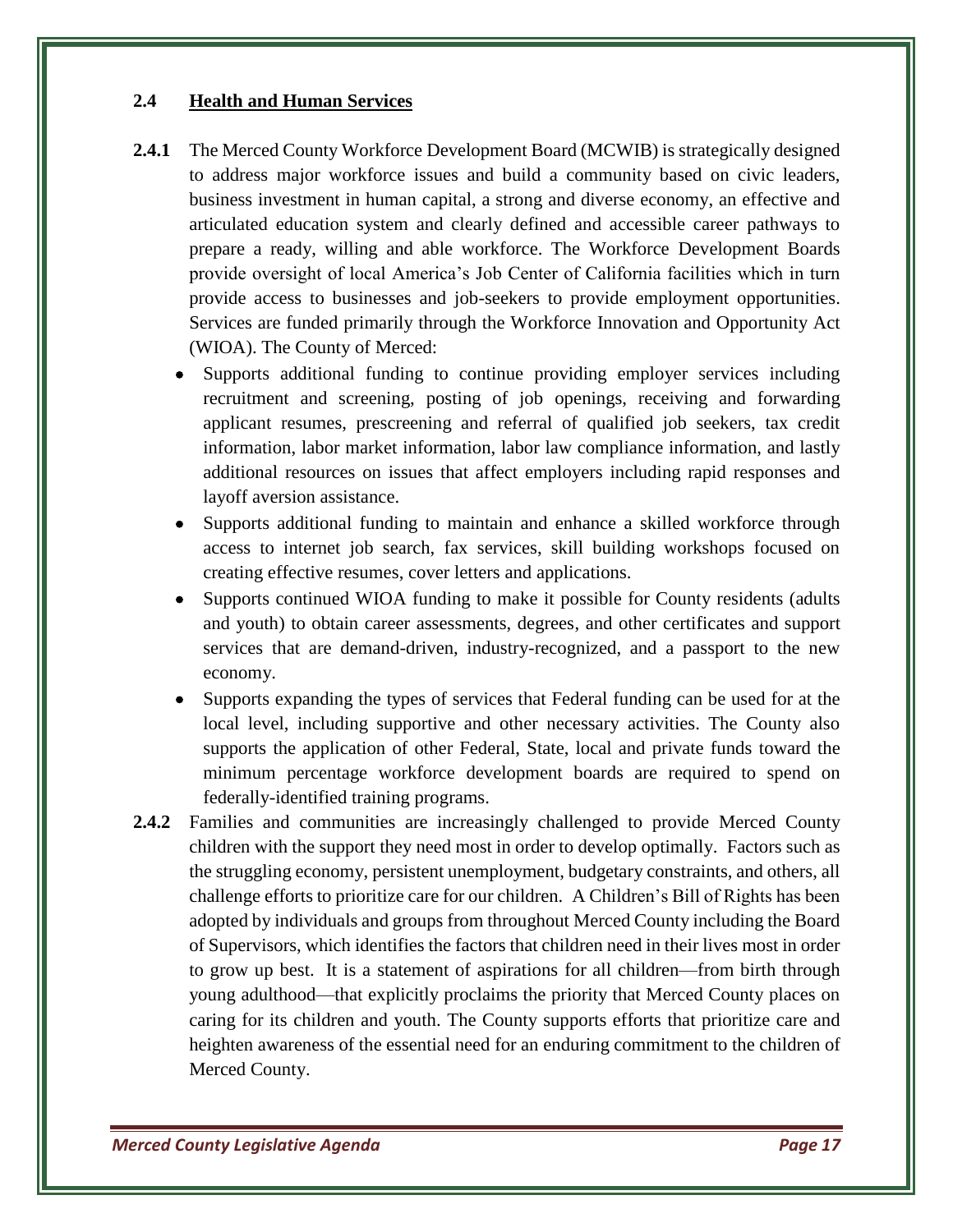## 2.4 Health and Human Services

**2.4.1** The Merced County Workforce Development Board (MCWIB) is strategically designed to address major workforce issues and build a community based on civic leaders, business investment in human capital, a strong and diverse economy, an effective and articulated education system and clearly defined and accessible career pathways to prepare a ready, willing and able workforce. The Workforce Development Boards provide oversight of local America's Job Center of California facilities which in turn provide access to businesses and job-seekers to provide employment opportunities. Services are funded primarily through the Workforce Innovation and Opportunity Act (WIOA). The County of Merced:

- Supports additional funding to continue providing employer services including recruitment and screening, posting of job openings, receiving and forwarding applicant resumes, prescreening and referral of qualified job seekers, tax credit information, labor market information, labor law compliance information, and lastly additional resources on issues that affect employers including rapid responses and layoff aversion assistance.
- Supports additional funding to maintain and enhance a skilled workforce through access to internet job search, fax services, skill building workshops focused on creating effective resumes, cover letters and applications.
- Supports continued WIOA funding to make it possible for County residents (adults and youth) to obtain career assessments, degrees, and other certificates and support services that are demand-driven, industry-recognized, and a passport to the new economy.
- Supports expanding the types of services that Federal funding can be used for at the local level, including supportive and other necessary activities. The County also supports the application of other Federal, State, local and private funds toward the minimum percentage workforce development boards are required to spend on federally-identified training programs.

**2.4.2** Families and communities are increasingly challenged to provide Merced County children with the support they need most in order to develop optimally. Factors such as the struggling economy, persistent unemployment, budgetary constraints, and others, all challenge efforts to prioritize care for our children. A Children's Bill of Rights has been adopted by individuals and groups from throughout Merced County including the Board of Supervisors, which identifies the factors that children need in their lives most in order to grow up best. It is a statement of aspirations for all children—from birth through young adulthood—that explicitly proclaims the priority that Merced County places on caring for its children and youth. The County supports efforts that prioritize care and heighten awareness of the essential need for an enduring commitment to the children of Merced County.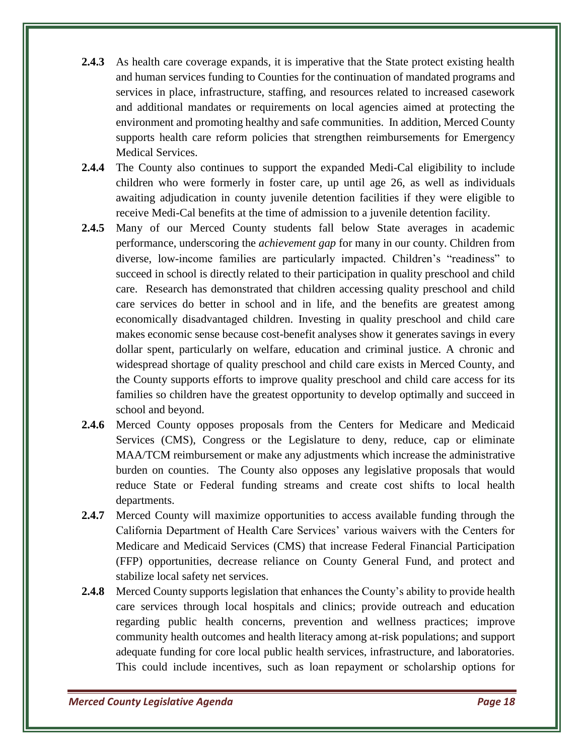**2.4.3** As health care coverage expands, it is imperative that the State protect existing health and human services funding to Counties for the continuation of mandated programs and services in place, infrastructure, staffing, and resources related to increased casework and additional mandates or requirements on local agencies aimed at protecting the environment and promoting healthy and safe communities. In addition, Merced County supports health care reform policies that strengthen reimbursements for Emergency Medical Services.

**2.4.4** The County also continues to support the expanded Medi-Cal eligibility to include children who were formerly in foster care, up until age 26, as well as individuals awaiting adjudication in county juvenile detention facilities if they were eligible to receive Medi-Cal benefits at the time of admission to a juvenile detention facility.

**2.4.5** Many of our Merced County students fall below State averages in academic performance, underscoring the *achievement gap* for many in our county. Children from diverse, low-income families are particularly impacted. Children's "readiness" to succeed in school is directly related to their participation in quality preschool and child care. Research has demonstrated that children accessing quality preschool and child care services do better in school and in life, and the benefits are greatest among economically disadvantaged children. Investing in quality preschool and child care makes economic sense because cost-benefit analyses show it generates savings in every dollar spent, particularly on welfare, education and criminal justice. A chronic and widespread shortage of quality preschool and child care exists in Merced County, and the County supports efforts to improve quality preschool and child care access for its families so children have the greatest opportunity to develop optimally and succeed in school and beyond.

**2.4.6** Merced County opposes proposals from the Centers for Medicare and Medicaid Services (CMS), Congress or the Legislature to deny, reduce, cap or eliminate MAA/TCM reimbursement or make any adjustments which increase the administrative burden on counties. The County also opposes any legislative proposals that would reduce State or Federal funding streams and create cost shifts to local health departments.

**2.4.7** Merced County will maximize opportunities to access available funding through the California Department of Health Care Services' various waivers with the Centers for Medicare and Medicaid Services (CMS) that increase Federal Financial Participation (FFP) opportunities, decrease reliance on County General Fund, and protect and stabilize local safety net services.

**2.4.8** Merced County supports legislation that enhances the County's ability to provide health care services through local hospitals and clinics; provide outreach and education regarding public health concerns, prevention and wellness practices; improve community health outcomes and health literacy among at-risk populations; and support adequate funding for core local public health services, infrastructure, and laboratories. This could include incentives, such as loan repayment or scholarship options for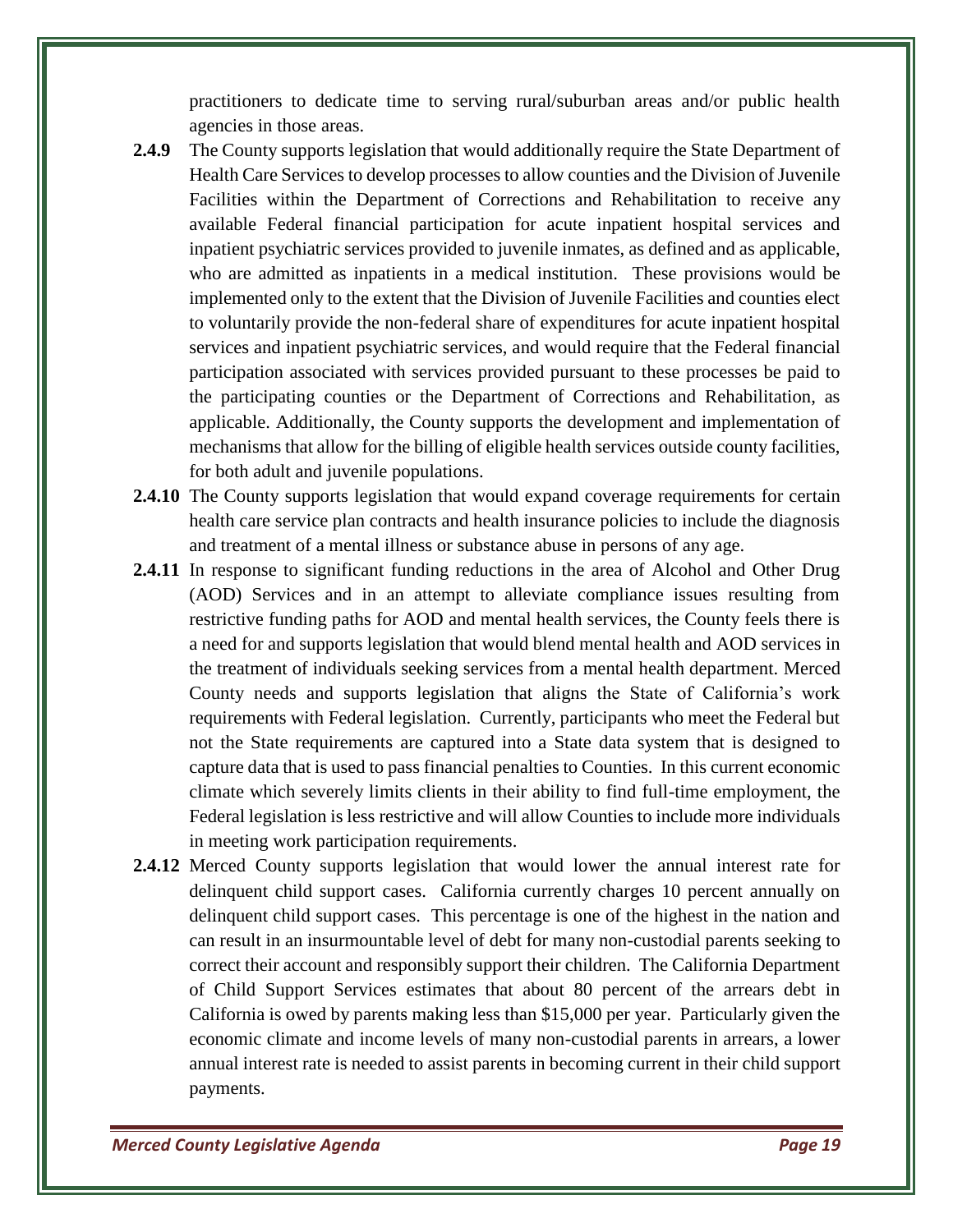practitioners to dedicate time to serving rural/suburban areas and/or public health agencies in those areas.

**2.4.9** The County supports legislation that would additionally require the State Department of Health Care Services to develop processes to allow counties and the Division of Juvenile Facilities within the Department of Corrections and Rehabilitation to receive any available Federal financial participation for acute inpatient hospital services and inpatient psychiatric services provided to juvenile inmates, as defined and as applicable, who are admitted as inpatients in a medical institution. These provisions would be implemented only to the extent that the Division of Juvenile Facilities and counties elect to voluntarily provide the non-federal share of expenditures for acute inpatient hospital services and inpatient psychiatric services, and would require that the Federal financial participation associated with services provided pursuant to these processes be paid to the participating counties or the Department of Corrections and Rehabilitation, as applicable. Additionally, the County supports the development and implementation of mechanisms that allow for the billing of eligible health services outside county facilities, for both adult and juvenile populations.

**2.4.10** The County supports legislation that would expand coverage requirements for certain health care service plan contracts and health insurance policies to include the diagnosis and treatment of a mental illness or substance abuse in persons of any age.

**2.4.11** In response to significant funding reductions in the area of Alcohol and Other Drug (AOD) Services and in an attempt to alleviate compliance issues resulting from restrictive funding paths for AOD and mental health services, the County feels there is a need for and supports legislation that would blend mental health and AOD services in the treatment of individuals seeking services from a mental health department. Merced County needs and supports legislation that aligns the State of California's work requirements with Federal legislation. Currently, participants who meet the Federal but not the State requirements are captured into a State data system that is designed to capture data that is used to pass financial penalties to Counties. In this current economic climate which severely limits clients in their ability to find full-time employment, the Federal legislation is less restrictive and will allow Counties to include more individuals in meeting work participation requirements.

**2.4.12** Merced County supports legislation that would lower the annual interest rate for delinquent child support cases. California currently charges 10 percent annually on delinquent child support cases. This percentage is one of the highest in the nation and can result in an insurmountable level of debt for many non-custodial parents seeking to correct their account and responsibly support their children. The California Department of Child Support Services estimates that about 80 percent of the arrears debt in California is owed by parents making less than $15,000 per year. Particularly given the economic climate and income levels of many non-custodial parents in arrears, a lower annual interest rate is needed to assist parents in becoming current in their child support payments.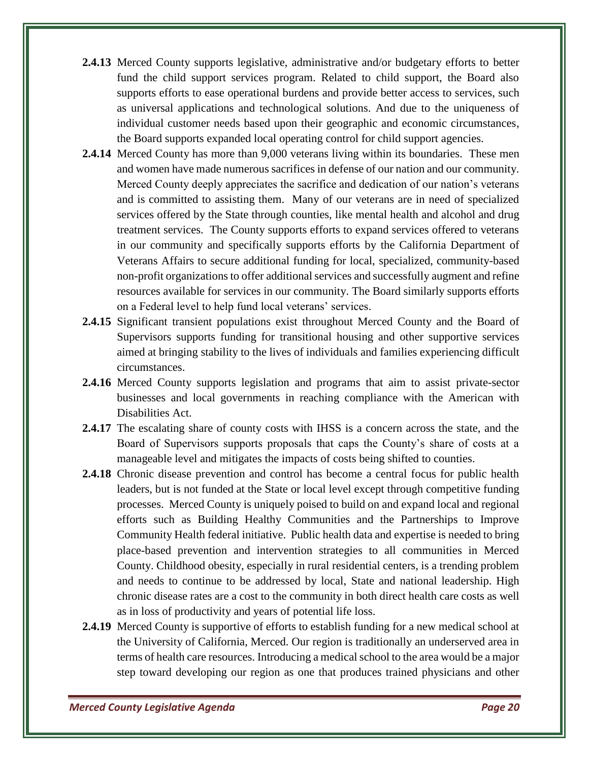**2.4.13** Merced County supports legislative, administrative and/or budgetary efforts to better fund the child support services program. Related to child support, the Board also supports efforts to ease operational burdens and provide better access to services, such as universal applications and technological solutions. And due to the uniqueness of individual customer needs based upon their geographic and economic circumstances, the Board supports expanded local operating control for child support agencies.

**2.4.14** Merced County has more than 9,000 veterans living within its boundaries. These men and women have made numerous sacrifices in defense of our nation and our community. Merced County deeply appreciates the sacrifice and dedication of our nation's veterans and is committed to assisting them. Many of our veterans are in need of specialized services offered by the State through counties, like mental health and alcohol and drug treatment services. The County supports efforts to expand services offered to veterans in our community and specifically supports efforts by the California Department of Veterans Affairs to secure additional funding for local, specialized, community-based non-profit organizations to offer additional services and successfully augment and refine resources available for services in our community. The Board similarly supports efforts on a Federal level to help fund local veterans' services.

**2.4.15** Significant transient populations exist throughout Merced County and the Board of Supervisors supports funding for transitional housing and other supportive services aimed at bringing stability to the lives of individuals and families experiencing difficult circumstances.

**2.4.16** Merced County supports legislation and programs that aim to assist private-sector businesses and local governments in reaching compliance with the American with Disabilities Act.

**2.4.17** The escalating share of county costs with IHSS is a concern across the state, and the Board of Supervisors supports proposals that caps the County's share of costs at a manageable level and mitigates the impacts of costs being shifted to counties.

**2.4.18** Chronic disease prevention and control has become a central focus for public health leaders, but is not funded at the State or local level except through competitive funding processes. Merced County is uniquely poised to build on and expand local and regional efforts such as Building Healthy Communities and the Partnerships to Improve Community Health federal initiative. Public health data and expertise is needed to bring place-based prevention and intervention strategies to all communities in Merced County. Childhood obesity, especially in rural residential centers, is a trending problem and needs to continue to be addressed by local, State and national leadership. High chronic disease rates are a cost to the community in both direct health care costs as well as in loss of productivity and years of potential life loss.

**2.4.19** Merced County is supportive of efforts to establish funding for a new medical school at the University of California, Merced. Our region is traditionally an underserved area in terms of health care resources. Introducing a medical school to the area would be a major step toward developing our region as one that produces trained physicians and other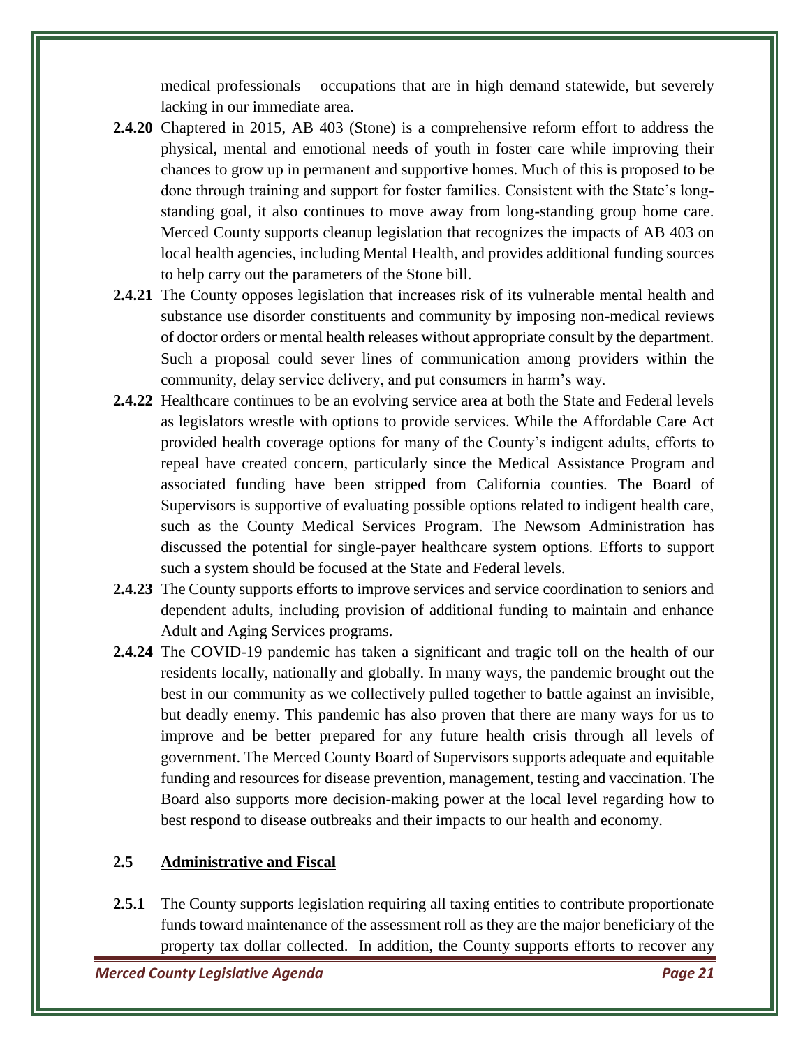medical professionals – occupations that are in high demand statewide, but severely lacking in our immediate area.

**2.4.20** Chaptered in 2015, AB 403 (Stone) is a comprehensive reform effort to address the physical, mental and emotional needs of youth in foster care while improving their chances to grow up in permanent and supportive homes. Much of this is proposed to be done through training and support for foster families. Consistent with the State's long-standing goal, it also continues to move away from long-standing group home care. Merced County supports cleanup legislation that recognizes the impacts of AB 403 on local health agencies, including Mental Health, and provides additional funding sources to help carry out the parameters of the Stone bill.

**2.4.21** The County opposes legislation that increases risk of its vulnerable mental health and substance use disorder constituents and community by imposing non-medical reviews of doctor orders or mental health releases without appropriate consult by the department. Such a proposal could sever lines of communication among providers within the community, delay service delivery, and put consumers in harm's way.

**2.4.22** Healthcare continues to be an evolving service area at both the State and Federal levels as legislators wrestle with options to provide services. While the Affordable Care Act provided health coverage options for many of the County's indigent adults, efforts to repeal have created concern, particularly since the Medical Assistance Program and associated funding have been stripped from California counties. The Board of Supervisors is supportive of evaluating possible options related to indigent health care, such as the County Medical Services Program. The Newsom Administration has discussed the potential for single-payer healthcare system options. Efforts to support such a system should be focused at the State and Federal levels.

**2.4.23** The County supports efforts to improve services and service coordination to seniors and dependent adults, including provision of additional funding to maintain and enhance Adult and Aging Services programs.

**2.4.24** The COVID-19 pandemic has taken a significant and tragic toll on the health of our residents locally, nationally and globally. In many ways, the pandemic brought out the best in our community as we collectively pulled together to battle against an invisible, but deadly enemy. This pandemic has also proven that there are many ways for us to improve and be better prepared for any future health crisis through all levels of government. The Merced County Board of Supervisors supports adequate and equitable funding and resources for disease prevention, management, testing and vaccination. The Board also supports more decision-making power at the local level regarding how to best respond to disease outbreaks and their impacts to our health and economy.

## 2.5 Administrative and Fiscal

**2.5.1** The County supports legislation requiring all taxing entities to contribute proportionate funds toward maintenance of the assessment roll as they are the major beneficiary of the property tax dollar collected. In addition, the County supports efforts to recover any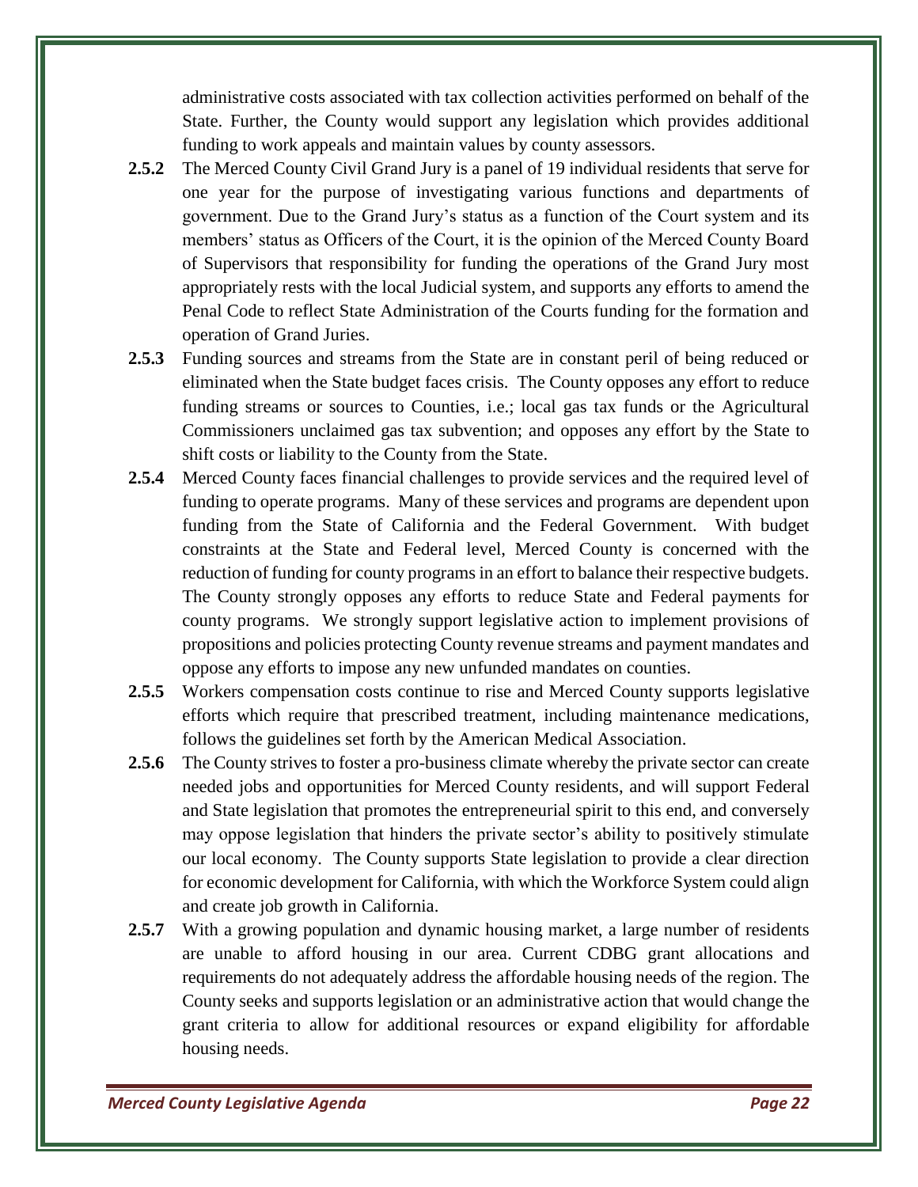administrative costs associated with tax collection activities performed on behalf of the State. Further, the County would support any legislation which provides additional funding to work appeals and maintain values by county assessors.

**2.5.2** The Merced County Civil Grand Jury is a panel of 19 individual residents that serve for one year for the purpose of investigating various functions and departments of government. Due to the Grand Jury's status as a function of the Court system and its members' status as Officers of the Court, it is the opinion of the Merced County Board of Supervisors that responsibility for funding the operations of the Grand Jury most appropriately rests with the local Judicial system, and supports any efforts to amend the Penal Code to reflect State Administration of the Courts funding for the formation and operation of Grand Juries.

**2.5.3** Funding sources and streams from the State are in constant peril of being reduced or eliminated when the State budget faces crisis. The County opposes any effort to reduce funding streams or sources to Counties, i.e.; local gas tax funds or the Agricultural Commissioners unclaimed gas tax subvention; and opposes any effort by the State to shift costs or liability to the County from the State.

**2.5.4** Merced County faces financial challenges to provide services and the required level of funding to operate programs. Many of these services and programs are dependent upon funding from the State of California and the Federal Government. With budget constraints at the State and Federal level, Merced County is concerned with the reduction of funding for county programs in an effort to balance their respective budgets. The County strongly opposes any efforts to reduce State and Federal payments for county programs. We strongly support legislative action to implement provisions of propositions and policies protecting County revenue streams and payment mandates and oppose any efforts to impose any new unfunded mandates on counties.

**2.5.5** Workers compensation costs continue to rise and Merced County supports legislative efforts which require that prescribed treatment, including maintenance medications, follows the guidelines set forth by the American Medical Association.

**2.5.6** The County strives to foster a pro-business climate whereby the private sector can create needed jobs and opportunities for Merced County residents, and will support Federal and State legislation that promotes the entrepreneurial spirit to this end, and conversely may oppose legislation that hinders the private sector's ability to positively stimulate our local economy. The County supports State legislation to provide a clear direction for economic development for California, with which the Workforce System could align and create job growth in California.

**2.5.7** With a growing population and dynamic housing market, a large number of residents are unable to afford housing in our area. Current CDBG grant allocations and requirements do not adequately address the affordable housing needs of the region. The County seeks and supports legislation or an administrative action that would change the grant criteria to allow for additional resources or expand eligibility for affordable housing needs.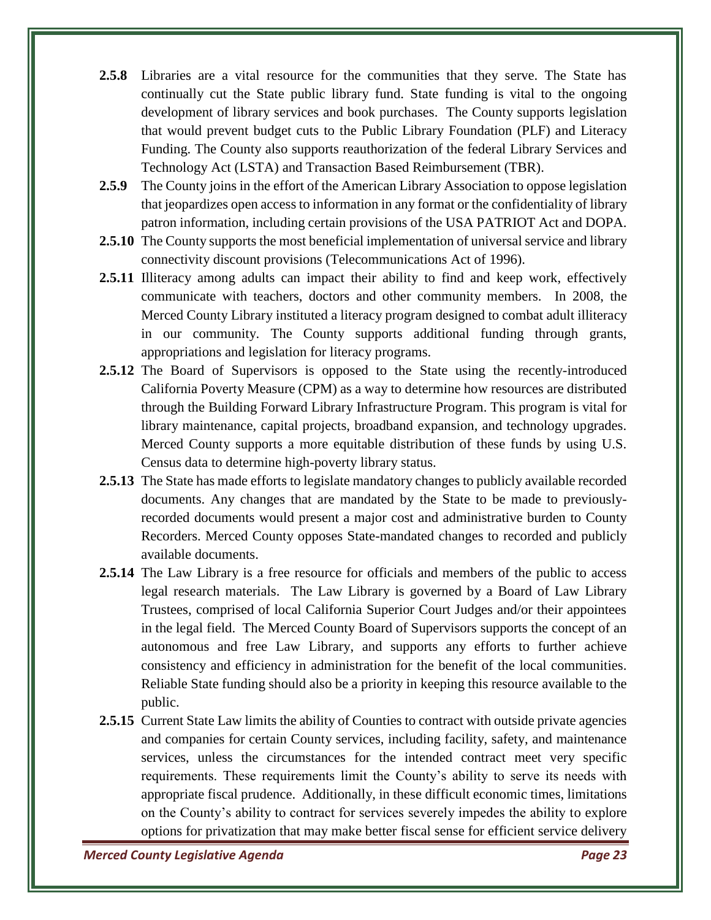**2.5.8** Libraries are a vital resource for the communities that they serve. The State has continually cut the State public library fund. State funding is vital to the ongoing development of library services and book purchases. The County supports legislation that would prevent budget cuts to the Public Library Foundation (PLF) and Literacy Funding. The County also supports reauthorization of the federal Library Services and Technology Act (LSTA) and Transaction Based Reimbursement (TBR).

**2.5.9** The County joins in the effort of the American Library Association to oppose legislation that jeopardizes open access to information in any format or the confidentiality of library patron information, including certain provisions of the USA PATRIOT Act and DOPA.

**2.5.10** The County supports the most beneficial implementation of universal service and library connectivity discount provisions (Telecommunications Act of 1996).

**2.5.11** Illiteracy among adults can impact their ability to find and keep work, effectively communicate with teachers, doctors and other community members. In 2008, the Merced County Library instituted a literacy program designed to combat adult illiteracy in our community. The County supports additional funding through grants, appropriations and legislation for literacy programs.

**2.5.12** The Board of Supervisors is opposed to the State using the recently-introduced California Poverty Measure (CPM) as a way to determine how resources are distributed through the Building Forward Library Infrastructure Program. This program is vital for library maintenance, capital projects, broadband expansion, and technology upgrades. Merced County supports a more equitable distribution of these funds by using U.S. Census data to determine high-poverty library status.

**2.5.13** The State has made efforts to legislate mandatory changes to publicly available recorded documents. Any changes that are mandated by the State to be made to previously-recorded documents would present a major cost and administrative burden to County Recorders. Merced County opposes State-mandated changes to recorded and publicly available documents.

**2.5.14** The Law Library is a free resource for officials and members of the public to access legal research materials. The Law Library is governed by a Board of Law Library Trustees, comprised of local California Superior Court Judges and/or their appointees in the legal field. The Merced County Board of Supervisors supports the concept of an autonomous and free Law Library, and supports any efforts to further achieve consistency and efficiency in administration for the benefit of the local communities. Reliable State funding should also be a priority in keeping this resource available to the public.

**2.5.15** Current State Law limits the ability of Counties to contract with outside private agencies and companies for certain County services, including facility, safety, and maintenance services, unless the circumstances for the intended contract meet very specific requirements. These requirements limit the County's ability to serve its needs with appropriate fiscal prudence. Additionally, in these difficult economic times, limitations on the County's ability to contract for services severely impedes the ability to explore options for privatization that may make better fiscal sense for efficient service delivery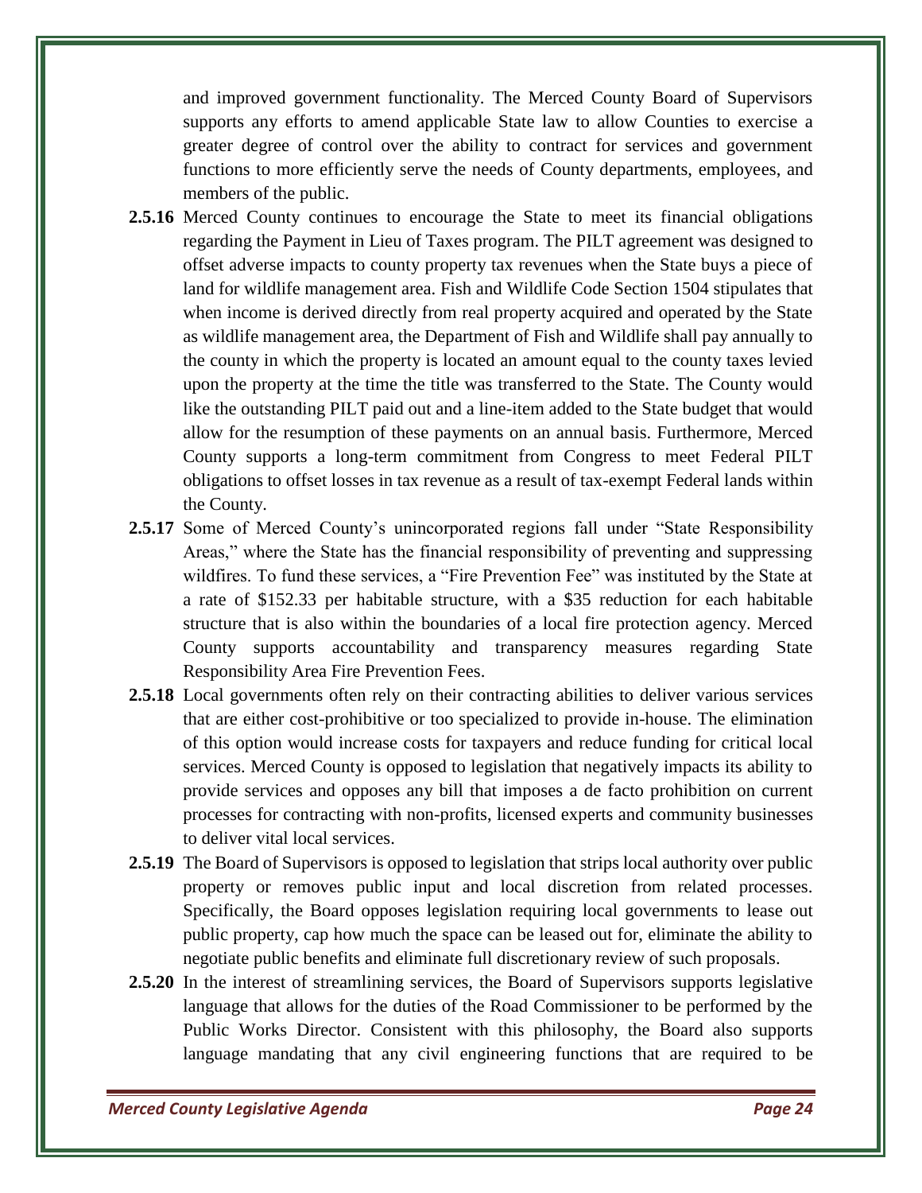and improved government functionality. The Merced County Board of Supervisors supports any efforts to amend applicable State law to allow Counties to exercise a greater degree of control over the ability to contract for services and government functions to more efficiently serve the needs of County departments, employees, and members of the public.

**2.5.16** Merced County continues to encourage the State to meet its financial obligations regarding the Payment in Lieu of Taxes program. The PILT agreement was designed to offset adverse impacts to county property tax revenues when the State buys a piece of land for wildlife management area. Fish and Wildlife Code Section 1504 stipulates that when income is derived directly from real property acquired and operated by the State as wildlife management area, the Department of Fish and Wildlife shall pay annually to the county in which the property is located an amount equal to the county taxes levied upon the property at the time the title was transferred to the State. The County would like the outstanding PILT paid out and a line-item added to the State budget that would allow for the resumption of these payments on an annual basis. Furthermore, Merced County supports a long-term commitment from Congress to meet Federal PILT obligations to offset losses in tax revenue as a result of tax-exempt Federal lands within the County.

**2.5.17** Some of Merced County's unincorporated regions fall under "State Responsibility Areas," where the State has the financial responsibility of preventing and suppressing wildfires. To fund these services, a "Fire Prevention Fee" was instituted by the State at a rate of $152.33 per habitable structure, with a $35 reduction for each habitable structure that is also within the boundaries of a local fire protection agency. Merced County supports accountability and transparency measures regarding State Responsibility Area Fire Prevention Fees.

**2.5.18** Local governments often rely on their contracting abilities to deliver various services that are either cost-prohibitive or too specialized to provide in-house. The elimination of this option would increase costs for taxpayers and reduce funding for critical local services. Merced County is opposed to legislation that negatively impacts its ability to provide services and opposes any bill that imposes a de facto prohibition on current processes for contracting with non-profits, licensed experts and community businesses to deliver vital local services.

**2.5.19** The Board of Supervisors is opposed to legislation that strips local authority over public property or removes public input and local discretion from related processes. Specifically, the Board opposes legislation requiring local governments to lease out public property, cap how much the space can be leased out for, eliminate the ability to negotiate public benefits and eliminate full discretionary review of such proposals.

**2.5.20** In the interest of streamlining services, the Board of Supervisors supports legislative language that allows for the duties of the Road Commissioner to be performed by the Public Works Director. Consistent with this philosophy, the Board also supports language mandating that any civil engineering functions that are required to be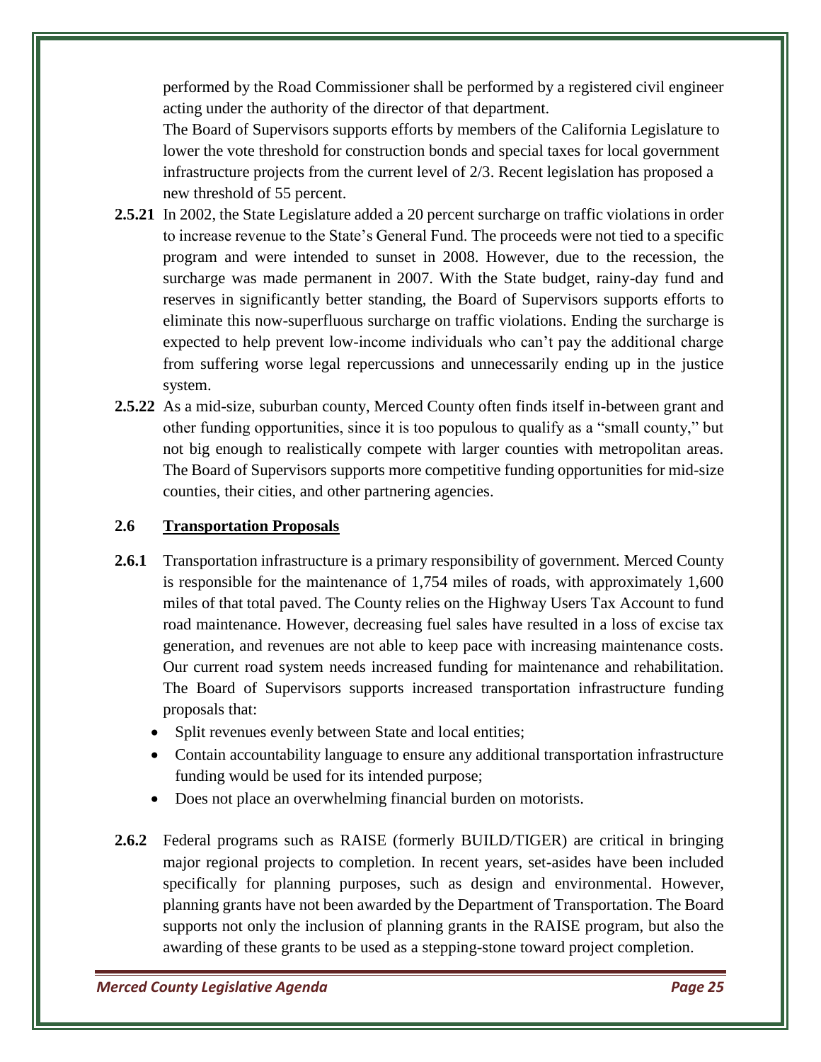performed by the Road Commissioner shall be performed by a registered civil engineer acting under the authority of the director of that department.

The Board of Supervisors supports efforts by members of the California Legislature to lower the vote threshold for construction bonds and special taxes for local government infrastructure projects from the current level of 2/3. Recent legislation has proposed a new threshold of 55 percent.

**2.5.21** In 2002, the State Legislature added a 20 percent surcharge on traffic violations in order to increase revenue to the State's General Fund. The proceeds were not tied to a specific program and were intended to sunset in 2008. However, due to the recession, the surcharge was made permanent in 2007. With the State budget, rainy-day fund and reserves in significantly better standing, the Board of Supervisors supports efforts to eliminate this now-superfluous surcharge on traffic violations. Ending the surcharge is expected to help prevent low-income individuals who can't pay the additional charge from suffering worse legal repercussions and unnecessarily ending up in the justice system.

**2.5.22** As a mid-size, suburban county, Merced County often finds itself in-between grant and other funding opportunities, since it is too populous to qualify as a "small county," but not big enough to realistically compete with larger counties with metropolitan areas. The Board of Supervisors supports more competitive funding opportunities for mid-size counties, their cities, and other partnering agencies.

## 2.6 Transportation Proposals

**2.6.1** Transportation infrastructure is a primary responsibility of government. Merced County is responsible for the maintenance of 1,754 miles of roads, with approximately 1,600 miles of that total paved. The County relies on the Highway Users Tax Account to fund road maintenance. However, decreasing fuel sales have resulted in a loss of excise tax generation, and revenues are not able to keep pace with increasing maintenance costs. Our current road system needs increased funding for maintenance and rehabilitation. The Board of Supervisors supports increased transportation infrastructure funding proposals that:

- Split revenues evenly between State and local entities;
- Contain accountability language to ensure any additional transportation infrastructure funding would be used for its intended purpose;
- Does not place an overwhelming financial burden on motorists.

**2.6.2** Federal programs such as RAISE (formerly BUILD/TIGER) are critical in bringing major regional projects to completion. In recent years, set-asides have been included specifically for planning purposes, such as design and environmental. However, planning grants have not been awarded by the Department of Transportation. The Board supports not only the inclusion of planning grants in the RAISE program, but also the awarding of these grants to be used as a stepping-stone toward project completion.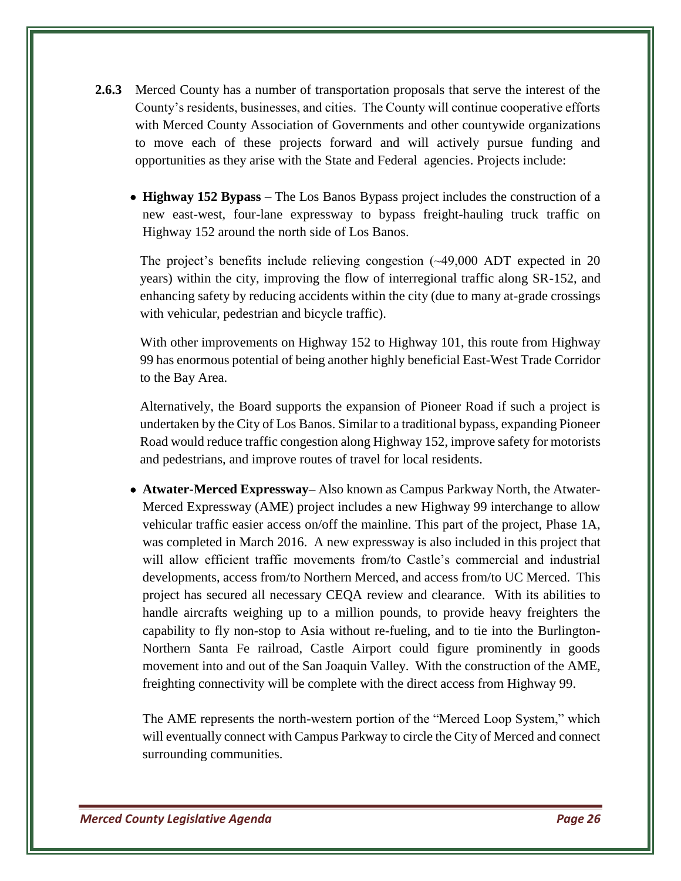**2.6.3** Merced County has a number of transportation proposals that serve the interest of the County's residents, businesses, and cities. The County will continue cooperative efforts with Merced County Association of Governments and other countywide organizations to move each of these projects forward and will actively pursue funding and opportunities as they arise with the State and Federal agencies. Projects include:

- **Highway 152 Bypass** – The Los Banos Bypass project includes the construction of a new east-west, four-lane expressway to bypass freight-hauling truck traffic on Highway 152 around the north side of Los Banos.

  The project's benefits include relieving congestion (~49,000 ADT expected in 20 years) within the city, improving the flow of interregional traffic along SR-152, and enhancing safety by reducing accidents within the city (due to many at-grade crossings with vehicular, pedestrian and bicycle traffic).

  With other improvements on Highway 152 to Highway 101, this route from Highway 99 has enormous potential of being another highly beneficial East-West Trade Corridor to the Bay Area.

  Alternatively, the Board supports the expansion of Pioneer Road if such a project is undertaken by the City of Los Banos. Similar to a traditional bypass, expanding Pioneer Road would reduce traffic congestion along Highway 152, improve safety for motorists and pedestrians, and improve routes of travel for local residents.

- **Atwater-Merced Expressway–** Also known as Campus Parkway North, the Atwater-Merced Expressway (AME) project includes a new Highway 99 interchange to allow vehicular traffic easier access on/off the mainline. This part of the project, Phase 1A, was completed in March 2016. A new expressway is also included in this project that will allow efficient traffic movements from/to Castle's commercial and industrial developments, access from/to Northern Merced, and access from/to UC Merced. This project has secured all necessary CEQA review and clearance. With its abilities to handle aircrafts weighing up to a million pounds, to provide heavy freighters the capability to fly non-stop to Asia without re-fueling, and to tie into the Burlington-Northern Santa Fe railroad, Castle Airport could figure prominently in goods movement into and out of the San Joaquin Valley. With the construction of the AME, freighting connectivity will be complete with the direct access from Highway 99.

  The AME represents the north-western portion of the "Merced Loop System," which will eventually connect with Campus Parkway to circle the City of Merced and connect surrounding communities.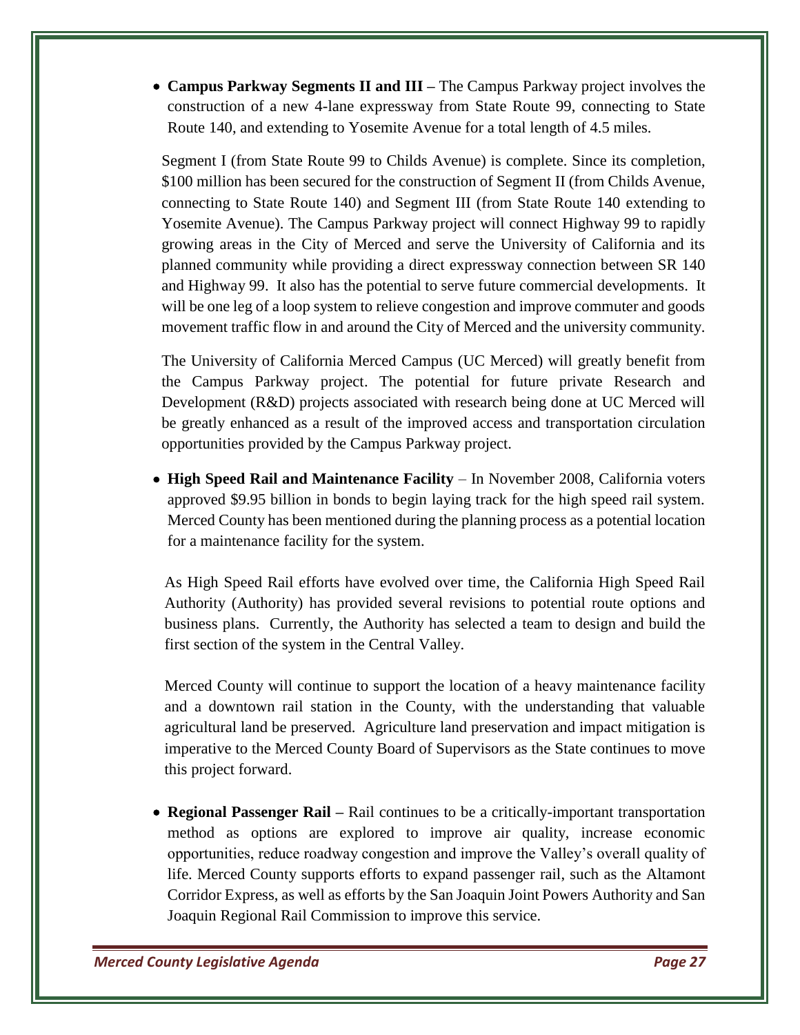- **Campus Parkway Segments II and III –** The Campus Parkway project involves the construction of a new 4-lane expressway from State Route 99, connecting to State Route 140, and extending to Yosemite Avenue for a total length of 4.5 miles.

  Segment I (from State Route 99 to Childs Avenue) is complete. Since its completion, $100 million has been secured for the construction of Segment II (from Childs Avenue, connecting to State Route 140) and Segment III (from State Route 140 extending to Yosemite Avenue). The Campus Parkway project will connect Highway 99 to rapidly growing areas in the City of Merced and serve the University of California and its planned community while providing a direct expressway connection between SR 140 and Highway 99. It also has the potential to serve future commercial developments. It will be one leg of a loop system to relieve congestion and improve commuter and goods movement traffic flow in and around the City of Merced and the university community.

  The University of California Merced Campus (UC Merced) will greatly benefit from the Campus Parkway project. The potential for future private Research and Development (R&D) projects associated with research being done at UC Merced will be greatly enhanced as a result of the improved access and transportation circulation opportunities provided by the Campus Parkway project.

- **High Speed Rail and Maintenance Facility** – In November 2008, California voters approved $9.95 billion in bonds to begin laying track for the high speed rail system. Merced County has been mentioned during the planning process as a potential location for a maintenance facility for the system.

  As High Speed Rail efforts have evolved over time, the California High Speed Rail Authority (Authority) has provided several revisions to potential route options and business plans. Currently, the Authority has selected a team to design and build the first section of the system in the Central Valley.

  Merced County will continue to support the location of a heavy maintenance facility and a downtown rail station in the County, with the understanding that valuable agricultural land be preserved. Agriculture land preservation and impact mitigation is imperative to the Merced County Board of Supervisors as the State continues to move this project forward.

- **Regional Passenger Rail –** Rail continues to be a critically-important transportation method as options are explored to improve air quality, increase economic opportunities, reduce roadway congestion and improve the Valley's overall quality of life. Merced County supports efforts to expand passenger rail, such as the Altamont Corridor Express, as well as efforts by the San Joaquin Joint Powers Authority and San Joaquin Regional Rail Commission to improve this service.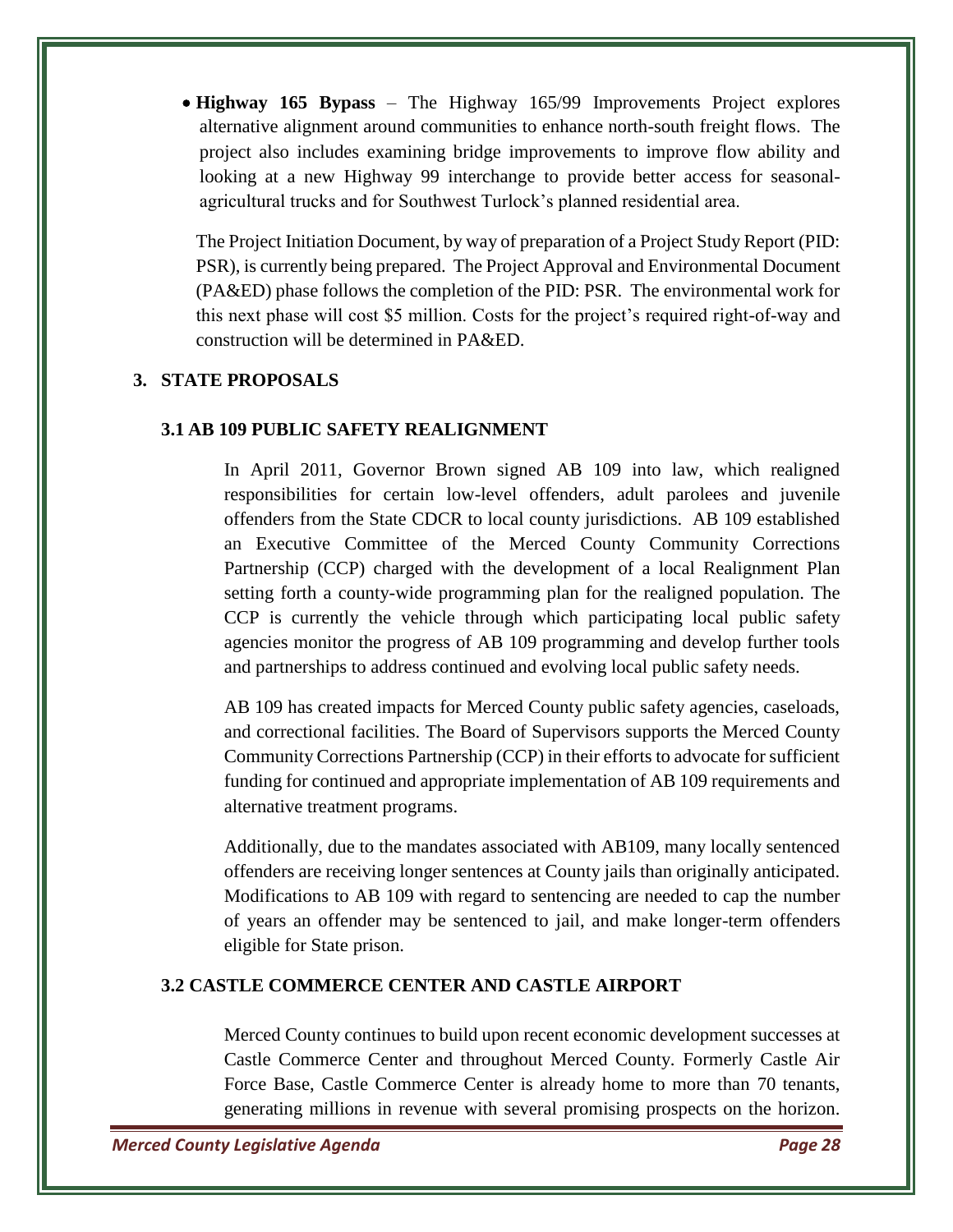- **Highway 165 Bypass** – The Highway 165/99 Improvements Project explores alternative alignment around communities to enhance north-south freight flows. The project also includes examining bridge improvements to improve flow ability and looking at a new Highway 99 interchange to provide better access for seasonal-agricultural trucks and for Southwest Turlock's planned residential area.

  The Project Initiation Document, by way of preparation of a Project Study Report (PID: PSR), is currently being prepared. The Project Approval and Environmental Document (PA&ED) phase follows the completion of the PID: PSR. The environmental work for this next phase will cost $5 million. Costs for the project's required right-of-way and construction will be determined in PA&ED.

## 3. STATE PROPOSALS

### 3.1 AB 109 PUBLIC SAFETY REALIGNMENT

In April 2011, Governor Brown signed AB 109 into law, which realigned responsibilities for certain low-level offenders, adult parolees and juvenile offenders from the State CDCR to local county jurisdictions. AB 109 established an Executive Committee of the Merced County Community Corrections Partnership (CCP) charged with the development of a local Realignment Plan setting forth a county-wide programming plan for the realigned population. The CCP is currently the vehicle through which participating local public safety agencies monitor the progress of AB 109 programming and develop further tools and partnerships to address continued and evolving local public safety needs.

AB 109 has created impacts for Merced County public safety agencies, caseloads, and correctional facilities. The Board of Supervisors supports the Merced County Community Corrections Partnership (CCP) in their efforts to advocate for sufficient funding for continued and appropriate implementation of AB 109 requirements and alternative treatment programs.

Additionally, due to the mandates associated with AB109, many locally sentenced offenders are receiving longer sentences at County jails than originally anticipated. Modifications to AB 109 with regard to sentencing are needed to cap the number of years an offender may be sentenced to jail, and make longer-term offenders eligible for State prison.

### 3.2 CASTLE COMMERCE CENTER AND CASTLE AIRPORT

Merced County continues to build upon recent economic development successes at Castle Commerce Center and throughout Merced County. Formerly Castle Air Force Base, Castle Commerce Center is already home to more than 70 tenants, generating millions in revenue with several promising prospects on the horizon.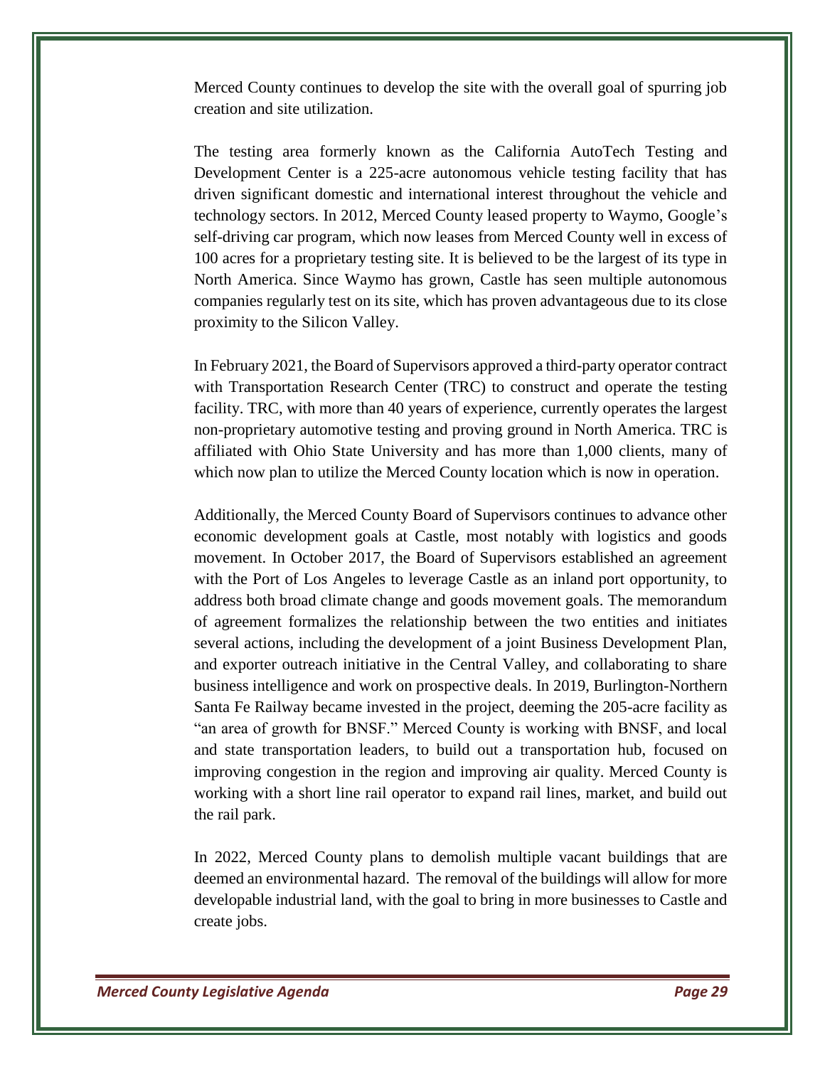Merced County continues to develop the site with the overall goal of spurring job creation and site utilization.

The testing area formerly known as the California AutoTech Testing and Development Center is a 225-acre autonomous vehicle testing facility that has driven significant domestic and international interest throughout the vehicle and technology sectors. In 2012, Merced County leased property to Waymo, Google's self-driving car program, which now leases from Merced County well in excess of 100 acres for a proprietary testing site. It is believed to be the largest of its type in North America. Since Waymo has grown, Castle has seen multiple autonomous companies regularly test on its site, which has proven advantageous due to its close proximity to the Silicon Valley.

In February 2021, the Board of Supervisors approved a third-party operator contract with Transportation Research Center (TRC) to construct and operate the testing facility. TRC, with more than 40 years of experience, currently operates the largest non-proprietary automotive testing and proving ground in North America. TRC is affiliated with Ohio State University and has more than 1,000 clients, many of which now plan to utilize the Merced County location which is now in operation.

Additionally, the Merced County Board of Supervisors continues to advance other economic development goals at Castle, most notably with logistics and goods movement. In October 2017, the Board of Supervisors established an agreement with the Port of Los Angeles to leverage Castle as an inland port opportunity, to address both broad climate change and goods movement goals. The memorandum of agreement formalizes the relationship between the two entities and initiates several actions, including the development of a joint Business Development Plan, and exporter outreach initiative in the Central Valley, and collaborating to share business intelligence and work on prospective deals. In 2019, Burlington-Northern Santa Fe Railway became invested in the project, deeming the 205-acre facility as "an area of growth for BNSF." Merced County is working with BNSF, and local and state transportation leaders, to build out a transportation hub, focused on improving congestion in the region and improving air quality. Merced County is working with a short line rail operator to expand rail lines, market, and build out the rail park.

In 2022, Merced County plans to demolish multiple vacant buildings that are deemed an environmental hazard. The removal of the buildings will allow for more developable industrial land, with the goal to bring in more businesses to Castle and create jobs.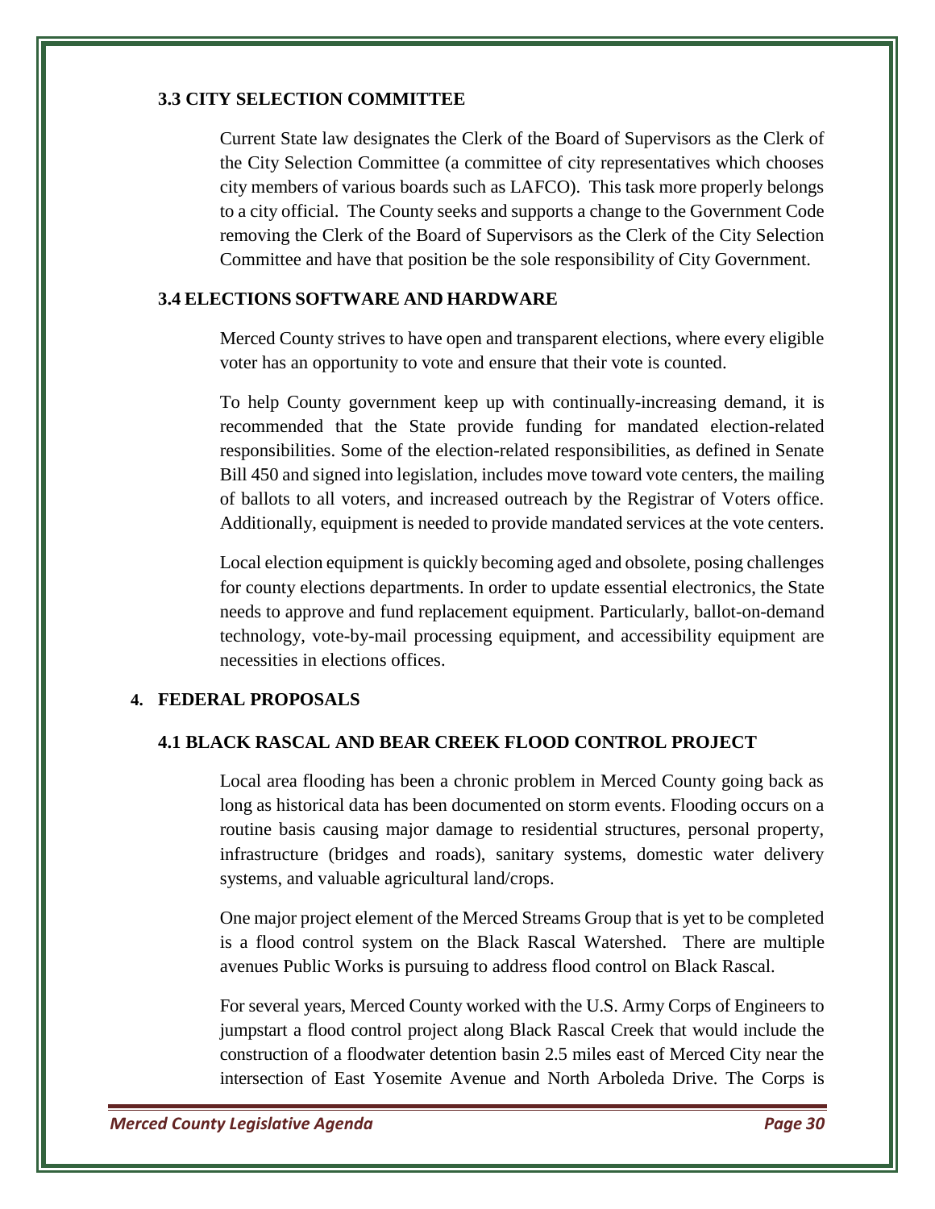### 3.3 CITY SELECTION COMMITTEE

Current State law designates the Clerk of the Board of Supervisors as the Clerk of the City Selection Committee (a committee of city representatives which chooses city members of various boards such as LAFCO). This task more properly belongs to a city official. The County seeks and supports a change to the Government Code removing the Clerk of the Board of Supervisors as the Clerk of the City Selection Committee and have that position be the sole responsibility of City Government.

### 3.4 ELECTIONS SOFTWARE AND HARDWARE

Merced County strives to have open and transparent elections, where every eligible voter has an opportunity to vote and ensure that their vote is counted.

To help County government keep up with continually-increasing demand, it is recommended that the State provide funding for mandated election-related responsibilities. Some of the election-related responsibilities, as defined in Senate Bill 450 and signed into legislation, includes move toward vote centers, the mailing of ballots to all voters, and increased outreach by the Registrar of Voters office. Additionally, equipment is needed to provide mandated services at the vote centers.

Local election equipment is quickly becoming aged and obsolete, posing challenges for county elections departments. In order to update essential electronics, the State needs to approve and fund replacement equipment. Particularly, ballot-on-demand technology, vote-by-mail processing equipment, and accessibility equipment are necessities in elections offices.

## 4. FEDERAL PROPOSALS

### 4.1 BLACK RASCAL AND BEAR CREEK FLOOD CONTROL PROJECT

Local area flooding has been a chronic problem in Merced County going back as long as historical data has been documented on storm events. Flooding occurs on a routine basis causing major damage to residential structures, personal property, infrastructure (bridges and roads), sanitary systems, domestic water delivery systems, and valuable agricultural land/crops.

One major project element of the Merced Streams Group that is yet to be completed is a flood control system on the Black Rascal Watershed. There are multiple avenues Public Works is pursuing to address flood control on Black Rascal.

For several years, Merced County worked with the U.S. Army Corps of Engineers to jumpstart a flood control project along Black Rascal Creek that would include the construction of a floodwater detention basin 2.5 miles east of Merced City near the intersection of East Yosemite Avenue and North Arboleda Drive. The Corps is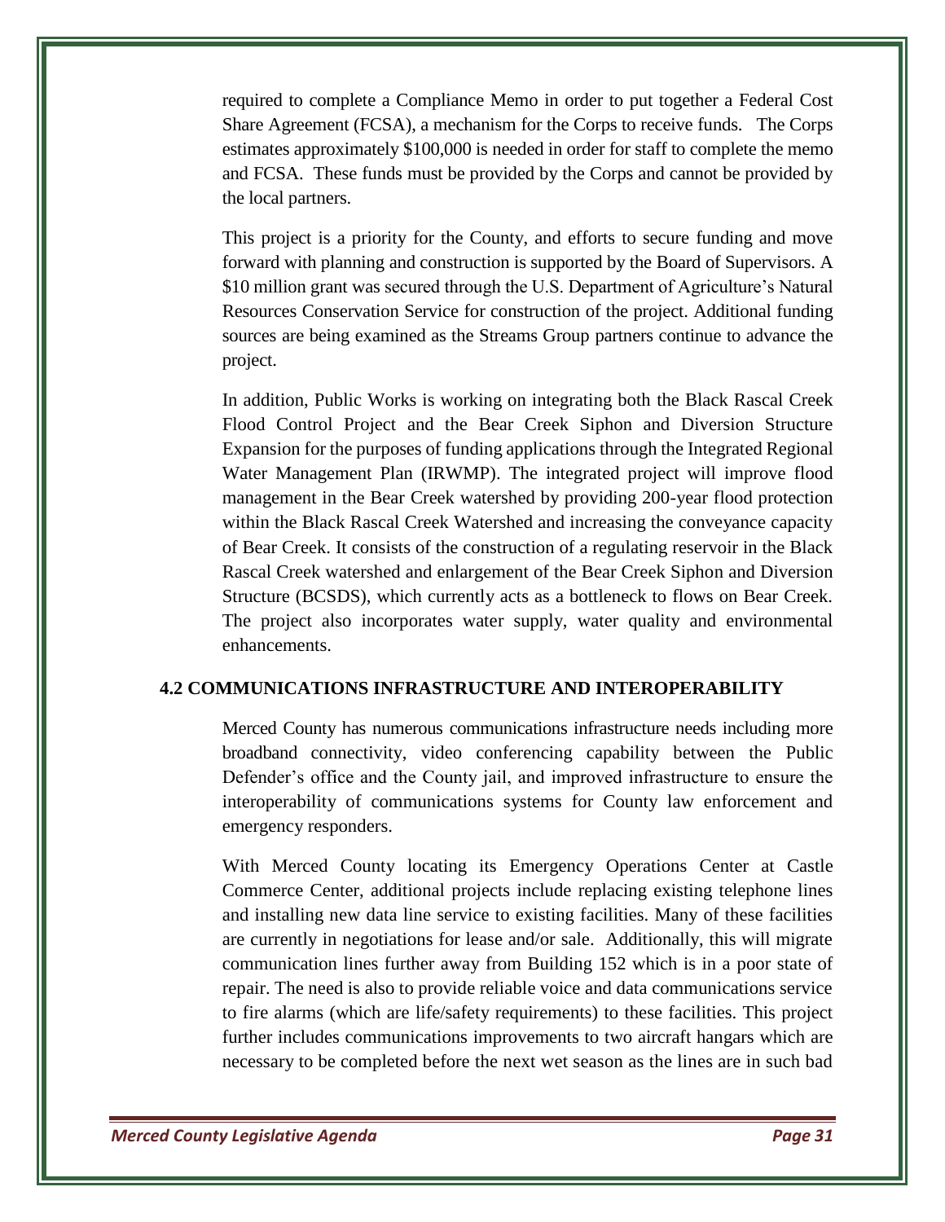required to complete a Compliance Memo in order to put together a Federal Cost Share Agreement (FCSA), a mechanism for the Corps to receive funds. The Corps estimates approximately $100,000 is needed in order for staff to complete the memo and FCSA. These funds must be provided by the Corps and cannot be provided by the local partners.

This project is a priority for the County, and efforts to secure funding and move forward with planning and construction is supported by the Board of Supervisors. A $10 million grant was secured through the U.S. Department of Agriculture's Natural Resources Conservation Service for construction of the project. Additional funding sources are being examined as the Streams Group partners continue to advance the project.

In addition, Public Works is working on integrating both the Black Rascal Creek Flood Control Project and the Bear Creek Siphon and Diversion Structure Expansion for the purposes of funding applications through the Integrated Regional Water Management Plan (IRWMP). The integrated project will improve flood management in the Bear Creek watershed by providing 200-year flood protection within the Black Rascal Creek Watershed and increasing the conveyance capacity of Bear Creek. It consists of the construction of a regulating reservoir in the Black Rascal Creek watershed and enlargement of the Bear Creek Siphon and Diversion Structure (BCSDS), which currently acts as a bottleneck to flows on Bear Creek. The project also incorporates water supply, water quality and environmental enhancements.

## 4.2 COMMUNICATIONS INFRASTRUCTURE AND INTEROPERABILITY

Merced County has numerous communications infrastructure needs including more broadband connectivity, video conferencing capability between the Public Defender's office and the County jail, and improved infrastructure to ensure the interoperability of communications systems for County law enforcement and emergency responders.

With Merced County locating its Emergency Operations Center at Castle Commerce Center, additional projects include replacing existing telephone lines and installing new data line service to existing facilities. Many of these facilities are currently in negotiations for lease and/or sale. Additionally, this will migrate communication lines further away from Building 152 which is in a poor state of repair. The need is also to provide reliable voice and data communications service to fire alarms (which are life/safety requirements) to these facilities. This project further includes communications improvements to two aircraft hangars which are necessary to be completed before the next wet season as the lines are in such bad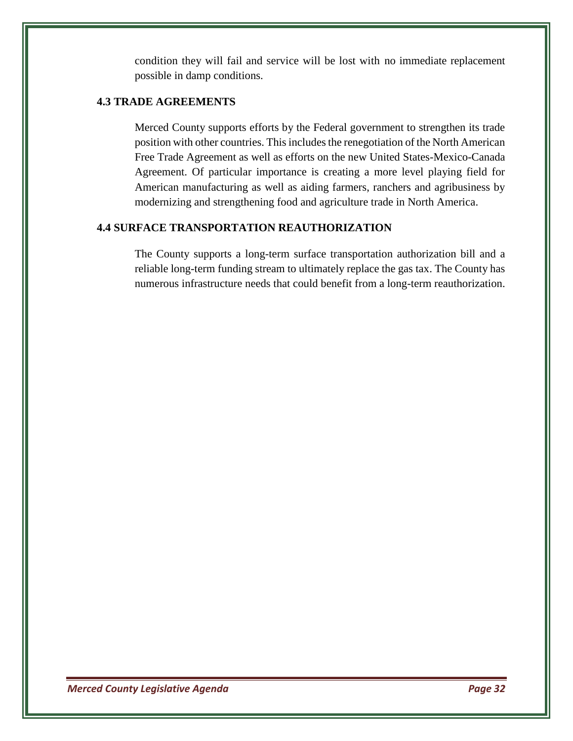condition they will fail and service will be lost with no immediate replacement possible in damp conditions.

### 4.3 TRADE AGREEMENTS

Merced County supports efforts by the Federal government to strengthen its trade position with other countries. This includes the renegotiation of the North American Free Trade Agreement as well as efforts on the new United States-Mexico-Canada Agreement. Of particular importance is creating a more level playing field for American manufacturing as well as aiding farmers, ranchers and agribusiness by modernizing and strengthening food and agriculture trade in North America.

### 4.4 SURFACE TRANSPORTATION REAUTHORIZATION

The County supports a long-term surface transportation authorization bill and a reliable long-term funding stream to ultimately replace the gas tax. The County has numerous infrastructure needs that could benefit from a long-term reauthorization.